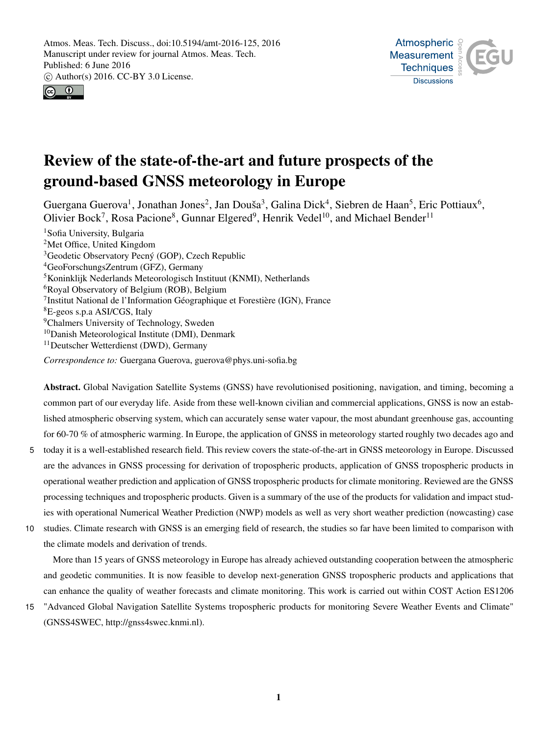# Review of the state-of-the-art and future prospects of the ground-based GNSS meteorology in Europe

Guergana Guerova[1], Jonathan Jones[2], Jan Douša[3], Galina Dick[4], Siebren de Haan[5], Eric Pottiaux[6], Olivier Bock[7], Rosa Pacione[8], Gunnar Elgered[9], Henrik Vedel[10], and Michael Bender[11]

[1]Sofia University, Bulgaria
[2]Met Office, United Kingdom
[3]Geodetic Observatory Pecný (GOP), Czech Republic
[4]GeoForschungsZentrum (GFZ), Germany
[5]Koninklijk Nederlands Meteorologisch Instituut (KNMI), Netherlands
[6]Royal Observatory of Belgium (ROB), Belgium
[7]Institut National de l'Information Géographique et Forestière (IGN), France
[8]E-geos s.p.a ASI/CGS, Italy
[9]Chalmers University of Technology, Sweden
[10]Danish Meteorological Institute (DMI), Denmark
[11]Deutscher Wetterdienst (DWD), Germany

*Correspondence to:* Guergana Guerova, guerova@phys.uni-sofia.bg

**Abstract.** Global Navigation Satellite Systems (GNSS) have revolutionised positioning, navigation, and timing, becoming a common part of our everyday life. Aside from these well-known civilian and commercial applications, GNSS is now an established atmospheric observing system, which can accurately sense water vapour, the most abundant greenhouse gas, accounting for 60-70 % of atmospheric warming. In Europe, the application of GNSS in meteorology started roughly two decades ago and today it is a well-established research field. This review covers the state-of-the-art in GNSS meteorology in Europe. Discussed are the advances in GNSS processing for derivation of tropospheric products, application of GNSS tropospheric products in operational weather prediction and application of GNSS tropospheric products for climate monitoring. Reviewed are the GNSS processing techniques and tropospheric products. Given is a summary of the use of the products for validation and impact studies with operational Numerical Weather Prediction (NWP) models as well as very short weather prediction (nowcasting) case studies. Climate research with GNSS is an emerging field of research, the studies so far have been limited to comparison with the climate models and derivation of trends.

More than 15 years of GNSS meteorology in Europe has already achieved outstanding cooperation between the atmospheric and geodetic communities. It is now feasible to develop next-generation GNSS tropospheric products and applications that can enhance the quality of weather forecasts and climate monitoring. This work is carried out within COST Action ES1206 "Advanced Global Navigation Satellite Systems tropospheric products for monitoring Severe Weather Events and Climate" (GNSS4SWEC, http://gnss4swec.knmi.nl).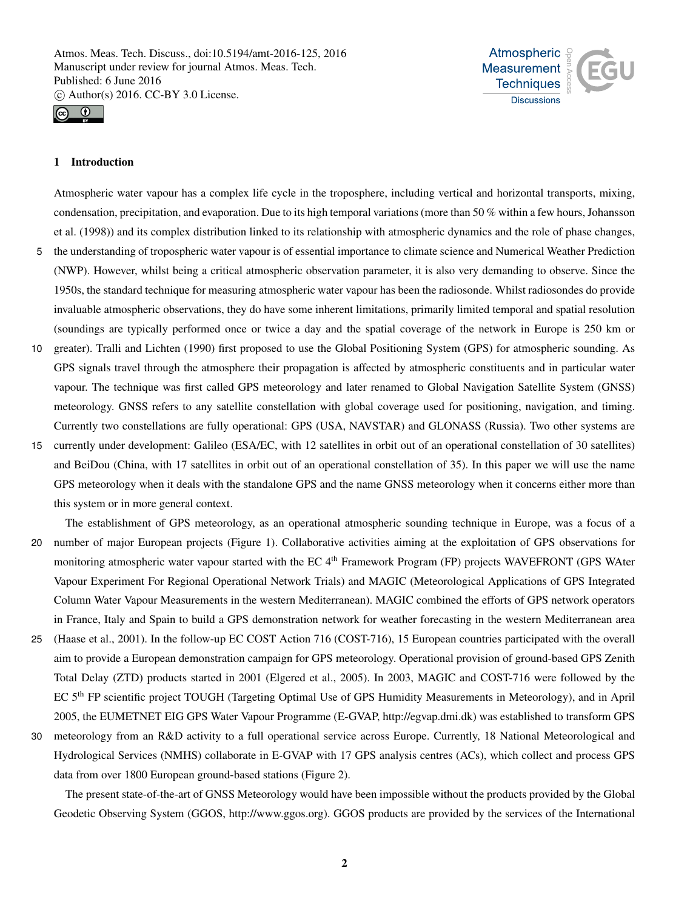## 1 Introduction

Atmospheric water vapour has a complex life cycle in the troposphere, including vertical and horizontal transports, mixing, condensation, precipitation, and evaporation. Due to its high temporal variations (more than 50 % within a few hours, Johansson et al. (1998)) and its complex distribution linked to its relationship with atmospheric dynamics and the role of phase changes, the understanding of tropospheric water vapour is of essential importance to climate science and Numerical Weather Prediction (NWP). However, whilst being a critical atmospheric observation parameter, it is also very demanding to observe. Since the 1950s, the standard technique for measuring atmospheric water vapour has been the radiosonde. Whilst radiosondes do provide invaluable atmospheric observations, they do have some inherent limitations, primarily limited temporal and spatial resolution (soundings are typically performed once or twice a day and the spatial coverage of the network in Europe is 250 km or greater). Tralli and Lichten (1990) first proposed to use the Global Positioning System (GPS) for atmospheric sounding. As GPS signals travel through the atmosphere their propagation is affected by atmospheric constituents and in particular water vapour. The technique was first called GPS meteorology and later renamed to Global Navigation Satellite System (GNSS) meteorology. GNSS refers to any satellite constellation with global coverage used for positioning, navigation, and timing. Currently two constellations are fully operational: GPS (USA, NAVSTAR) and GLONASS (Russia). Two other systems are currently under development: Galileo (ESA/EC, with 12 satellites in orbit out of an operational constellation of 30 satellites) and BeiDou (China, with 17 satellites in orbit out of an operational constellation of 35). In this paper we will use the name GPS meteorology when it deals with the standalone GPS and the name GNSS meteorology when it concerns either more than this system or in more general context.

The establishment of GPS meteorology, as an operational atmospheric sounding technique in Europe, was a focus of a number of major European projects (Figure 1). Collaborative activities aiming at the exploitation of GPS observations for monitoring atmospheric water vapour started with the EC 4th Framework Program (FP) projects WAVEFRONT (GPS WAter Vapour Experiment For Regional Operational Network Trials) and MAGIC (Meteorological Applications of GPS Integrated Column Water Vapour Measurements in the western Mediterranean). MAGIC combined the efforts of GPS network operators in France, Italy and Spain to build a GPS demonstration network for weather forecasting in the western Mediterranean area (Haase et al., 2001). In the follow-up EC COST Action 716 (COST-716), 15 European countries participated with the overall aim to provide a European demonstration campaign for GPS meteorology. Operational provision of ground-based GPS Zenith Total Delay (ZTD) products started in 2001 (Elgered et al., 2005). In 2003, MAGIC and COST-716 were followed by the EC 5th FP scientific project TOUGH (Targeting Optimal Use of GPS Humidity Measurements in Meteorology), and in April 2005, the EUMETNET EIG GPS Water Vapour Programme (E-GVAP, http://egvap.dmi.dk) was established to transform GPS meteorology from an R&D activity to a full operational service across Europe. Currently, 18 National Meteorological and Hydrological Services (NMHS) collaborate in E-GVAP with 17 GPS analysis centres (ACs), which collect and process GPS data from over 1800 European ground-based stations (Figure 2).

The present state-of-the-art of GNSS Meteorology would have been impossible without the products provided by the Global Geodetic Observing System (GGOS, http://www.ggos.org). GGOS products are provided by the services of the International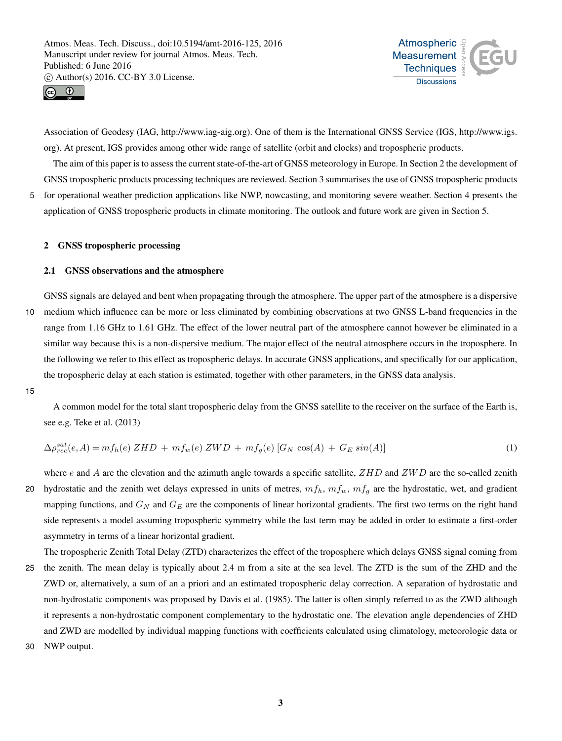Association of Geodesy (IAG, http://www.iag-aig.org). One of them is the International GNSS Service (IGS, http://www.igs.org). At present, IGS provides among other wide range of satellite (orbit and clocks) and tropospheric products.

The aim of this paper is to assess the current state-of-the-art of GNSS meteorology in Europe. In Section 2 the development of GNSS tropospheric products processing techniques are reviewed. Section 3 summarises the use of GNSS tropospheric products for operational weather prediction applications like NWP, nowcasting, and monitoring severe weather. Section 4 presents the application of GNSS tropospheric products in climate monitoring. The outlook and future work are given in Section 5.

## 2 GNSS tropospheric processing

### 2.1 GNSS observations and the atmosphere

GNSS signals are delayed and bent when propagating through the atmosphere. The upper part of the atmosphere is a dispersive medium which influence can be more or less eliminated by combining observations at two GNSS L-band frequencies in the range from 1.16 GHz to 1.61 GHz. The effect of the lower neutral part of the atmosphere cannot however be eliminated in a similar way because this is a non-dispersive medium. The major effect of the neutral atmosphere occurs in the troposphere. In the following we refer to this effect as tropospheric delays. In accurate GNSS applications, and specifically for our application, the tropospheric delay at each station is estimated, together with other parameters, in the GNSS data analysis.

A common model for the total slant tropospheric delay from the GNSS satellite to the receiver on the surface of the Earth is, see e.g. Teke et al. (2013)

$$\Delta\rho_{rec}^{sat}(e,A) = mf_h(e)\ ZHD\ +\ mf_w(e)\ ZWD\ +\ mf_g(e)\ [G_N\ \cos(A)\ +\ G_E\ sin(A)] \tag{1}$$

where $e$ and $A$ are the elevation and the azimuth angle towards a specific satellite, $ZHD$ and $ZWD$ are the so-called zenith hydrostatic and the zenith wet delays expressed in units of metres, $mf_h$, $mf_w$, $mf_g$ are the hydrostatic, wet, and gradient mapping functions, and $G_N$ and $G_E$ are the components of linear horizontal gradients. The first two terms on the right hand side represents a model assuming tropospheric symmetry while the last term may be added in order to estimate a first-order asymmetry in terms of a linear horizontal gradient.

The tropospheric Zenith Total Delay (ZTD) characterizes the effect of the troposphere which delays GNSS signal coming from the zenith. The mean delay is typically about 2.4 m from a site at the sea level. The ZTD is the sum of the ZHD and the ZWD or, alternatively, a sum of an a priori and an estimated tropospheric delay correction. A separation of hydrostatic and non-hydrostatic components was proposed by Davis et al. (1985). The latter is often simply referred to as the ZWD although it represents a non-hydrostatic component complementary to the hydrostatic one. The elevation angle dependencies of ZHD and ZWD are modelled by individual mapping functions with coefficients calculated using climatology, meteorologic data or NWP output.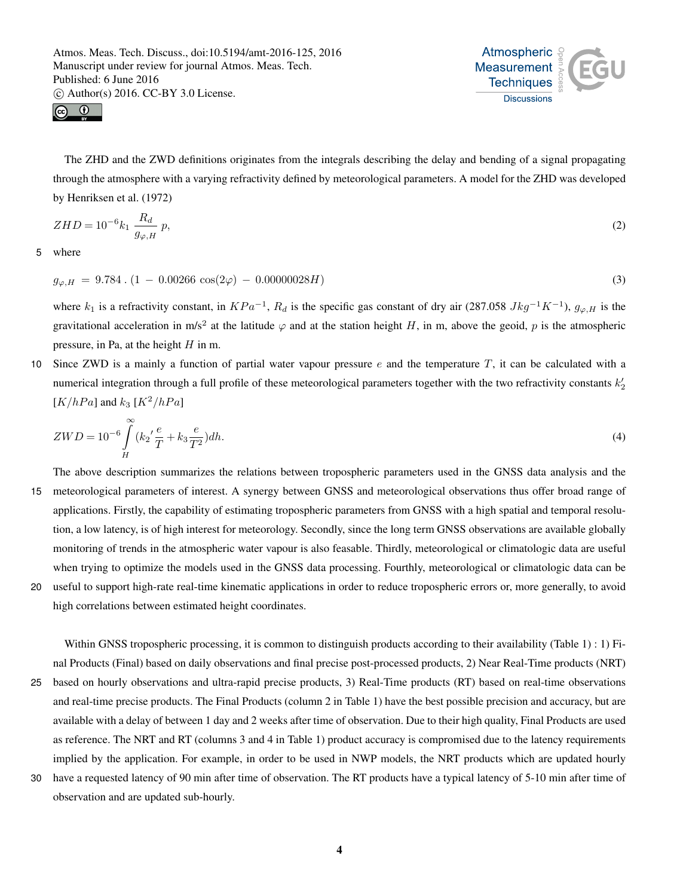The ZHD and the ZWD definitions originates from the integrals describing the delay and bending of a signal propagating through the atmosphere with a varying refractivity defined by meteorological parameters. A model for the ZHD was developed by Henriksen et al. (1972)

$$ZHD = 10^{-6} k_1 \frac{R_d}{g_{\varphi,H}} p, \tag{2}$$

where

$$g_{\varphi,H} = 9.784 \,.\, (1 - 0.00266 \cos(2\varphi) - 0.00000028H) \tag{3}$$

where $k_1$ is a refractivity constant, in $KPa^{-1}$, $R_d$ is the specific gas constant of dry air (287.058 $Jkg^{-1}K^{-1}$), $g_{\varphi,H}$ is the gravitational acceleration in m/s$^2$ at the latitude $\varphi$ and at the station height $H$, in m, above the geoid, $p$ is the atmospheric pressure, in Pa, at the height $H$ in m.

Since ZWD is a mainly a function of partial water vapour pressure $e$ and the temperature $T$, it can be calculated with a numerical integration through a full profile of these meteorological parameters together with the two refractivity constants $k_2'$ $[K/hPa]$ and $k_3$ $[K^2/hPa]$

$$ZWD = 10^{-6} \int\limits_{H}^{\infty} ({k_2}' \frac{e}{T} + k_3 \frac{e}{T^2}) dh. \tag{4}$$

The above description summarizes the relations between tropospheric parameters used in the GNSS data analysis and the meteorological parameters of interest. A synergy between GNSS and meteorological observations thus offer broad range of applications. Firstly, the capability of estimating tropospheric parameters from GNSS with a high spatial and temporal resolution, a low latency, is of high interest for meteorology. Secondly, since the long term GNSS observations are available globally monitoring of trends in the atmospheric water vapour is also feasable. Thirdly, meteorological or climatologic data are useful when trying to optimize the models used in the GNSS data processing. Fourthly, meteorological or climatologic data can be useful to support high-rate real-time kinematic applications in order to reduce tropospheric errors or, more generally, to avoid high correlations between estimated height coordinates.

Within GNSS tropospheric processing, it is common to distinguish products according to their availability (Table 1) : 1) Final Products (Final) based on daily observations and final precise post-processed products, 2) Near Real-Time products (NRT) based on hourly observations and ultra-rapid precise products, 3) Real-Time products (RT) based on real-time observations and real-time precise products. The Final Products (column 2 in Table 1) have the best possible precision and accuracy, but are available with a delay of between 1 day and 2 weeks after time of observation. Due to their high quality, Final Products are used as reference. The NRT and RT (columns 3 and 4 in Table 1) product accuracy is compromised due to the latency requirements implied by the application. For example, in order to be used in NWP models, the NRT products which are updated hourly have a requested latency of 90 min after time of observation. The RT products have a typical latency of 5-10 min after time of observation and are updated sub-hourly.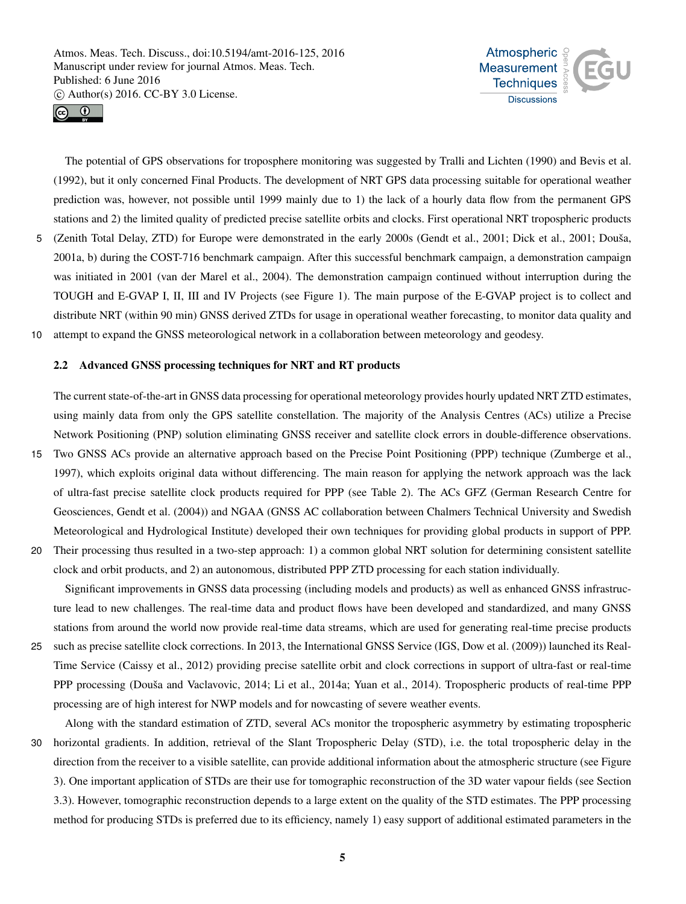The potential of GPS observations for troposphere monitoring was suggested by Tralli and Lichten (1990) and Bevis et al. (1992), but it only concerned Final Products. The development of NRT GPS data processing suitable for operational weather prediction was, however, not possible until 1999 mainly due to 1) the lack of a hourly data flow from the permanent GPS stations and 2) the limited quality of predicted precise satellite orbits and clocks. First operational NRT tropospheric products (Zenith Total Delay, ZTD) for Europe were demonstrated in the early 2000s (Gendt et al., 2001; Dick et al., 2001; Douša, 2001a, b) during the COST-716 benchmark campaign. After this successful benchmark campaign, a demonstration campaign was initiated in 2001 (van der Marel et al., 2004). The demonstration campaign continued without interruption during the TOUGH and E-GVAP I, II, III and IV Projects (see Figure 1). The main purpose of the E-GVAP project is to collect and distribute NRT (within 90 min) GNSS derived ZTDs for usage in operational weather forecasting, to monitor data quality and attempt to expand the GNSS meteorological network in a collaboration between meteorology and geodesy.

### 2.2 Advanced GNSS processing techniques for NRT and RT products

The current state-of-the-art in GNSS data processing for operational meteorology provides hourly updated NRT ZTD estimates, using mainly data from only the GPS satellite constellation. The majority of the Analysis Centres (ACs) utilize a Precise Network Positioning (PNP) solution eliminating GNSS receiver and satellite clock errors in double-difference observations. Two GNSS ACs provide an alternative approach based on the Precise Point Positioning (PPP) technique (Zumberge et al., 1997), which exploits original data without differencing. The main reason for applying the network approach was the lack of ultra-fast precise satellite clock products required for PPP (see Table 2). The ACs GFZ (German Research Centre for Geosciences, Gendt et al. (2004)) and NGAA (GNSS AC collaboration between Chalmers Technical University and Swedish Meteorological and Hydrological Institute) developed their own techniques for providing global products in support of PPP. Their processing thus resulted in a two-step approach: 1) a common global NRT solution for determining consistent satellite clock and orbit products, and 2) an autonomous, distributed PPP ZTD processing for each station individually.

Significant improvements in GNSS data processing (including models and products) as well as enhanced GNSS infrastructure lead to new challenges. The real-time data and product flows have been developed and standardized, and many GNSS stations from around the world now provide real-time data streams, which are used for generating real-time precise products such as precise satellite clock corrections. In 2013, the International GNSS Service (IGS, Dow et al. (2009)) launched its Real-Time Service (Caissy et al., 2012) providing precise satellite orbit and clock corrections in support of ultra-fast or real-time PPP processing (Douša and Vaclavovic, 2014; Li et al., 2014a; Yuan et al., 2014). Tropospheric products of real-time PPP processing are of high interest for NWP models and for nowcasting of severe weather events.

Along with the standard estimation of ZTD, several ACs monitor the tropospheric asymmetry by estimating tropospheric horizontal gradients. In addition, retrieval of the Slant Tropospheric Delay (STD), i.e. the total tropospheric delay in the direction from the receiver to a visible satellite, can provide additional information about the atmospheric structure (see Figure 3). One important application of STDs are their use for tomographic reconstruction of the 3D water vapour fields (see Section 3.3). However, tomographic reconstruction depends to a large extent on the quality of the STD estimates. The PPP processing method for producing STDs is preferred due to its efficiency, namely 1) easy support of additional estimated parameters in the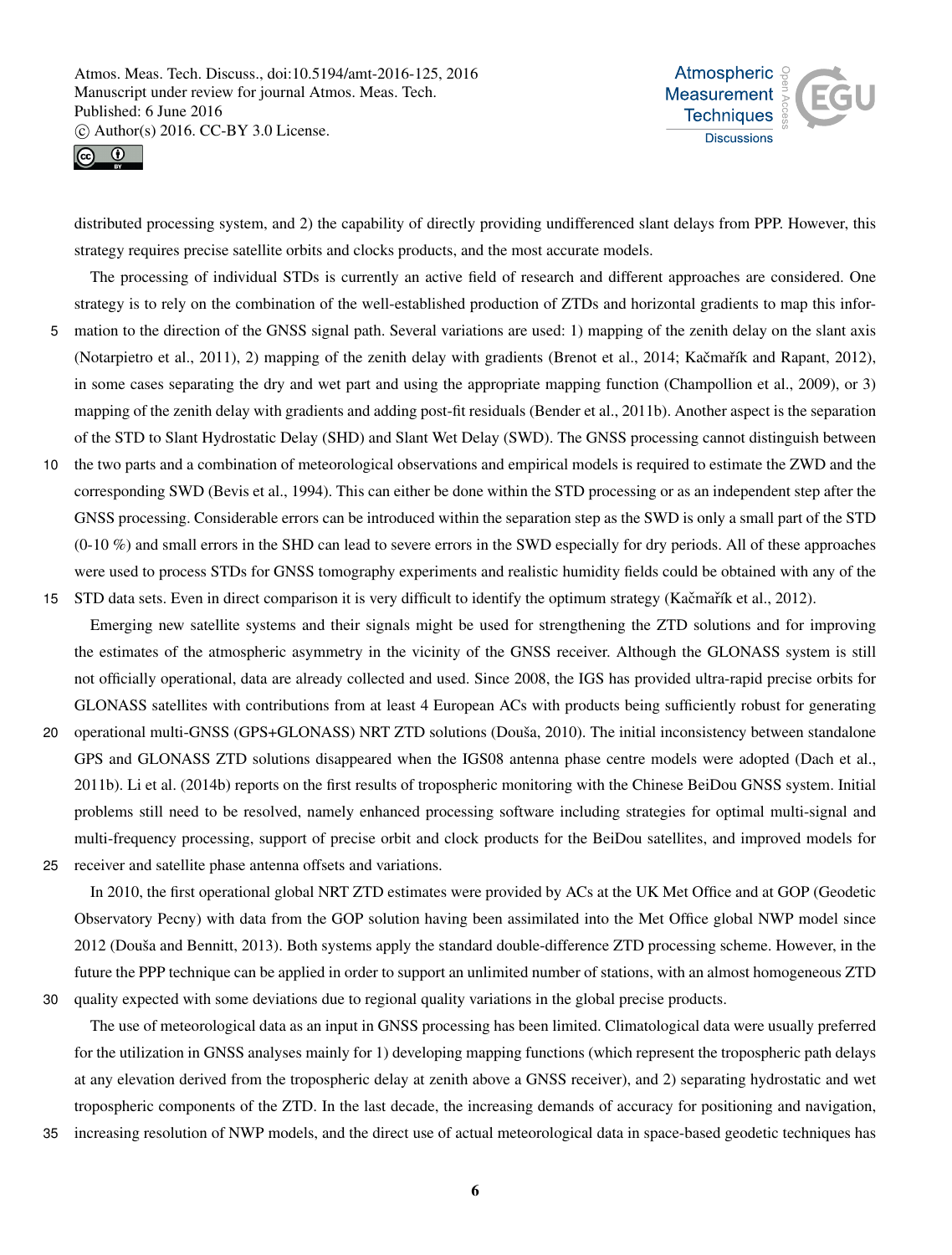distributed processing system, and 2) the capability of directly providing undifferenced slant delays from PPP. However, this strategy requires precise satellite orbits and clocks products, and the most accurate models.

The processing of individual STDs is currently an active field of research and different approaches are considered. One strategy is to rely on the combination of the well-established production of ZTDs and horizontal gradients to map this information to the direction of the GNSS signal path. Several variations are used: 1) mapping of the zenith delay on the slant axis (Notarpietro et al., 2011), 2) mapping of the zenith delay with gradients (Brenot et al., 2014; Kačmařík and Rapant, 2012), in some cases separating the dry and wet part and using the appropriate mapping function (Champollion et al., 2009), or 3) mapping of the zenith delay with gradients and adding post-fit residuals (Bender et al., 2011b). Another aspect is the separation of the STD to Slant Hydrostatic Delay (SHD) and Slant Wet Delay (SWD). The GNSS processing cannot distinguish between the two parts and a combination of meteorological observations and empirical models is required to estimate the ZWD and the corresponding SWD (Bevis et al., 1994). This can either be done within the STD processing or as an independent step after the GNSS processing. Considerable errors can be introduced within the separation step as the SWD is only a small part of the STD (0-10 %) and small errors in the SHD can lead to severe errors in the SWD especially for dry periods. All of these approaches were used to process STDs for GNSS tomography experiments and realistic humidity fields could be obtained with any of the STD data sets. Even in direct comparison it is very difficult to identify the optimum strategy (Kačmařík et al., 2012).

Emerging new satellite systems and their signals might be used for strengthening the ZTD solutions and for improving the estimates of the atmospheric asymmetry in the vicinity of the GNSS receiver. Although the GLONASS system is still not officially operational, data are already collected and used. Since 2008, the IGS has provided ultra-rapid precise orbits for GLONASS satellites with contributions from at least 4 European ACs with products being sufficiently robust for generating operational multi-GNSS (GPS+GLONASS) NRT ZTD solutions (Douša, 2010). The initial inconsistency between standalone GPS and GLONASS ZTD solutions disappeared when the IGS08 antenna phase centre models were adopted (Dach et al., 2011b). Li et al. (2014b) reports on the first results of tropospheric monitoring with the Chinese BeiDou GNSS system. Initial problems still need to be resolved, namely enhanced processing software including strategies for optimal multi-signal and multi-frequency processing, support of precise orbit and clock products for the BeiDou satellites, and improved models for receiver and satellite phase antenna offsets and variations.

In 2010, the first operational global NRT ZTD estimates were provided by ACs at the UK Met Office and at GOP (Geodetic Observatory Pecny) with data from the GOP solution having been assimilated into the Met Office global NWP model since 2012 (Douša and Bennitt, 2013). Both systems apply the standard double-difference ZTD processing scheme. However, in the future the PPP technique can be applied in order to support an unlimited number of stations, with an almost homogeneous ZTD quality expected with some deviations due to regional quality variations in the global precise products.

The use of meteorological data as an input in GNSS processing has been limited. Climatological data were usually preferred for the utilization in GNSS analyses mainly for 1) developing mapping functions (which represent the tropospheric path delays at any elevation derived from the tropospheric delay at zenith above a GNSS receiver), and 2) separating hydrostatic and wet tropospheric components of the ZTD. In the last decade, the increasing demands of accuracy for positioning and navigation, increasing resolution of NWP models, and the direct use of actual meteorological data in space-based geodetic techniques has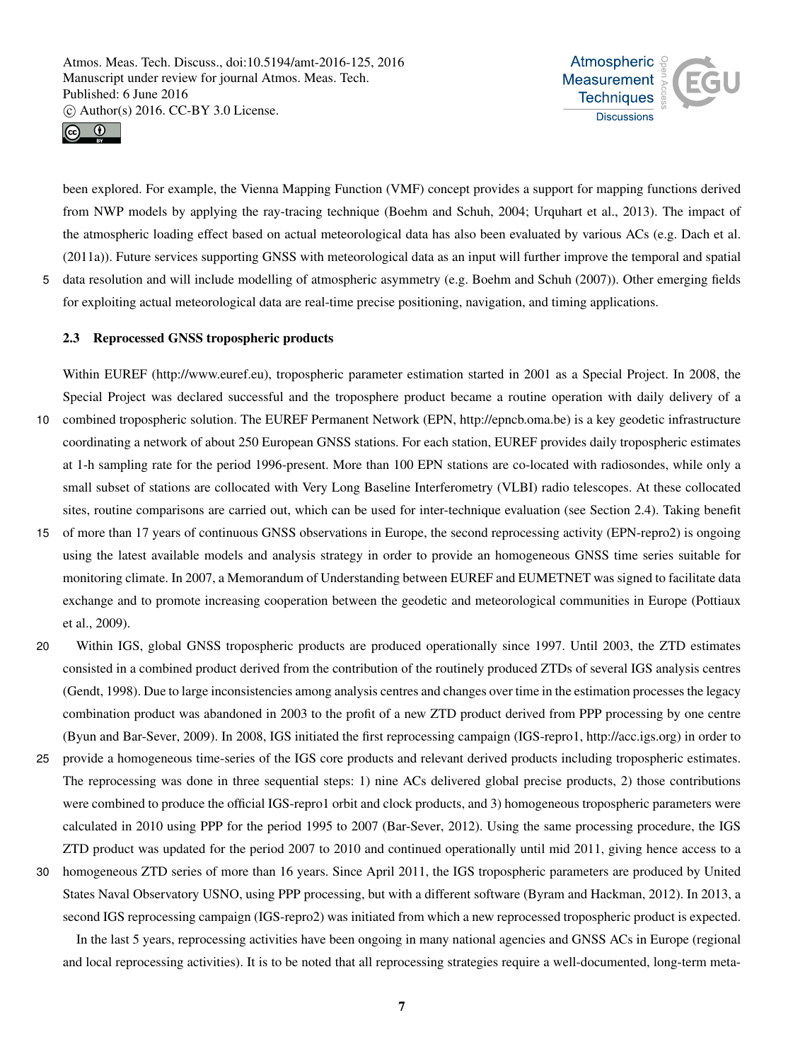been explored. For example, the Vienna Mapping Function (VMF) concept provides a support for mapping functions derived from NWP models by applying the ray-tracing technique (Boehm and Schuh, 2004; Urquhart et al., 2013). The impact of the atmospheric loading effect based on actual meteorological data has also been evaluated by various ACs (e.g. Dach et al. (2011a)). Future services supporting GNSS with meteorological data as an input will further improve the temporal and spatial data resolution and will include modelling of atmospheric asymmetry (e.g. Boehm and Schuh (2007)). Other emerging fields for exploiting actual meteorological data are real-time precise positioning, navigation, and timing applications.

### 2.3 Reprocessed GNSS tropospheric products

Within EUREF (http://www.euref.eu), tropospheric parameter estimation started in 2001 as a Special Project. In 2008, the Special Project was declared successful and the troposphere product became a routine operation with daily delivery of a combined tropospheric solution. The EUREF Permanent Network (EPN, http://epncb.oma.be) is a key geodetic infrastructure coordinating a network of about 250 European GNSS stations. For each station, EUREF provides daily tropospheric estimates at 1-h sampling rate for the period 1996-present. More than 100 EPN stations are co-located with radiosondes, while only a small subset of stations are collocated with Very Long Baseline Interferometry (VLBI) radio telescopes. At these collocated sites, routine comparisons are carried out, which can be used for inter-technique evaluation (see Section 2.4). Taking benefit of more than 17 years of continuous GNSS observations in Europe, the second reprocessing activity (EPN-repro2) is ongoing using the latest available models and analysis strategy in order to provide an homogeneous GNSS time series suitable for monitoring climate. In 2007, a Memorandum of Understanding between EUREF and EUMETNET was signed to facilitate data exchange and to promote increasing cooperation between the geodetic and meteorological communities in Europe (Pottiaux et al., 2009).

Within IGS, global GNSS tropospheric products are produced operationally since 1997. Until 2003, the ZTD estimates consisted in a combined product derived from the contribution of the routinely produced ZTDs of several IGS analysis centres (Gendt, 1998). Due to large inconsistencies among analysis centres and changes over time in the estimation processes the legacy combination product was abandoned in 2003 to the profit of a new ZTD product derived from PPP processing by one centre (Byun and Bar-Sever, 2009). In 2008, IGS initiated the first reprocessing campaign (IGS-repro1, http://acc.igs.org) in order to provide a homogeneous time-series of the IGS core products and relevant derived products including tropospheric estimates. The reprocessing was done in three sequential steps: 1) nine ACs delivered global precise products, 2) those contributions were combined to produce the official IGS-repro1 orbit and clock products, and 3) homogeneous tropospheric parameters were calculated in 2010 using PPP for the period 1995 to 2007 (Bar-Sever, 2012). Using the same processing procedure, the IGS ZTD product was updated for the period 2007 to 2010 and continued operationally until mid 2011, giving hence access to a homogeneous ZTD series of more than 16 years. Since April 2011, the IGS tropospheric parameters are produced by United States Naval Observatory USNO, using PPP processing, but with a different software (Byram and Hackman, 2012). In 2013, a second IGS reprocessing campaign (IGS-repro2) was initiated from which a new reprocessed tropospheric product is expected.

In the last 5 years, reprocessing activities have been ongoing in many national agencies and GNSS ACs in Europe (regional and local reprocessing activities). It is to be noted that all reprocessing strategies require a well-documented, long-term meta-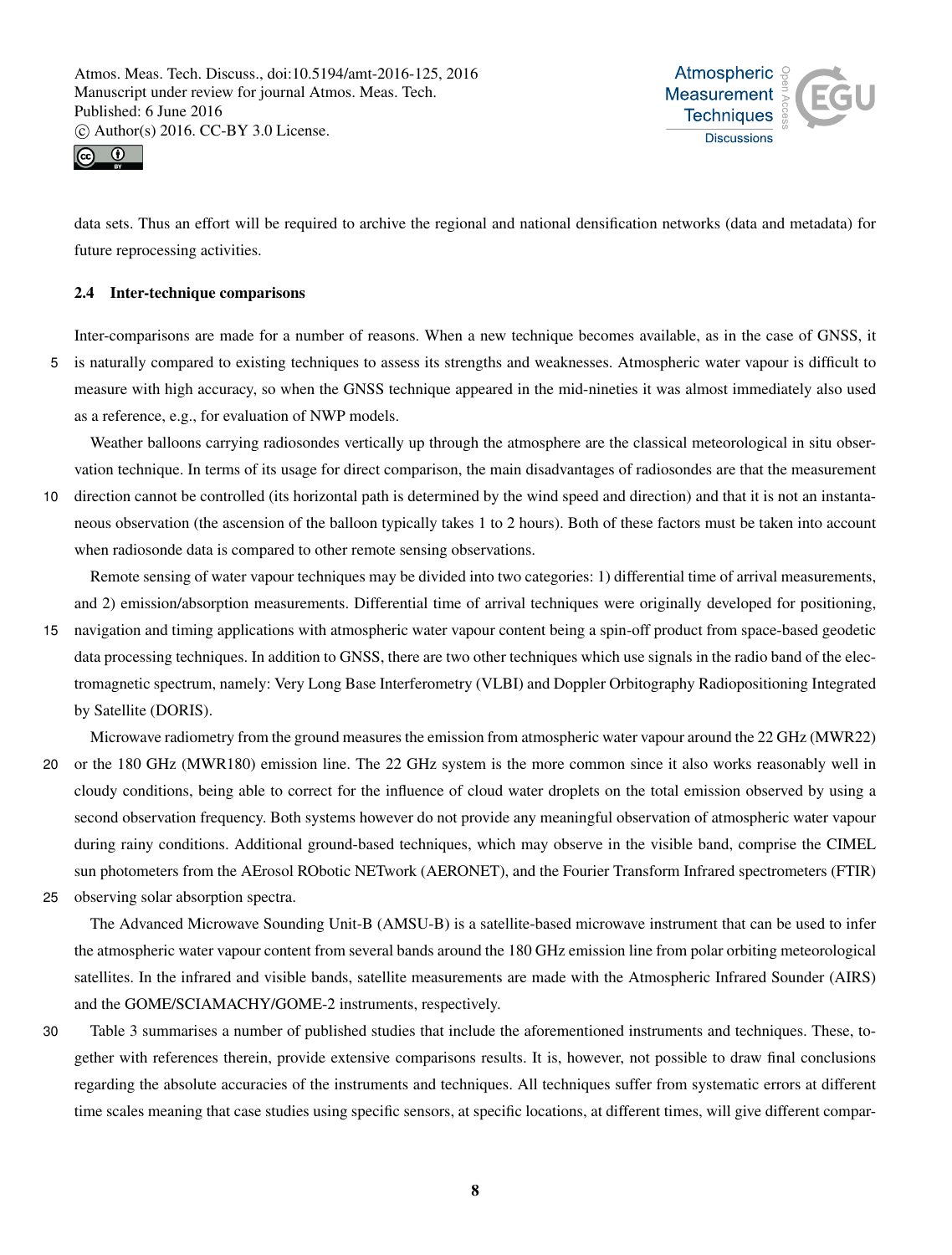data sets. Thus an effort will be required to archive the regional and national densification networks (data and metadata) for future reprocessing activities.

### 2.4 Inter-technique comparisons

Inter-comparisons are made for a number of reasons. When a new technique becomes available, as in the case of GNSS, it is naturally compared to existing techniques to assess its strengths and weaknesses. Atmospheric water vapour is difficult to measure with high accuracy, so when the GNSS technique appeared in the mid-nineties it was almost immediately also used as a reference, e.g., for evaluation of NWP models.

Weather balloons carrying radiosondes vertically up through the atmosphere are the classical meteorological in situ observation technique. In terms of its usage for direct comparison, the main disadvantages of radiosondes are that the measurement direction cannot be controlled (its horizontal path is determined by the wind speed and direction) and that it is not an instantaneous observation (the ascension of the balloon typically takes 1 to 2 hours). Both of these factors must be taken into account when radiosonde data is compared to other remote sensing observations.

Remote sensing of water vapour techniques may be divided into two categories: 1) differential time of arrival measurements, and 2) emission/absorption measurements. Differential time of arrival techniques were originally developed for positioning, navigation and timing applications with atmospheric water vapour content being a spin-off product from space-based geodetic data processing techniques. In addition to GNSS, there are two other techniques which use signals in the radio band of the electromagnetic spectrum, namely: Very Long Base Interferometry (VLBI) and Doppler Orbitography Radiopositioning Integrated by Satellite (DORIS).

Microwave radiometry from the ground measures the emission from atmospheric water vapour around the 22 GHz (MWR22) or the 180 GHz (MWR180) emission line. The 22 GHz system is the more common since it also works reasonably well in cloudy conditions, being able to correct for the influence of cloud water droplets on the total emission observed by using a second observation frequency. Both systems however do not provide any meaningful observation of atmospheric water vapour during rainy conditions. Additional ground-based techniques, which may observe in the visible band, comprise the CIMEL sun photometers from the AErosol RObotic NETwork (AERONET), and the Fourier Transform Infrared spectrometers (FTIR) observing solar absorption spectra.

The Advanced Microwave Sounding Unit-B (AMSU-B) is a satellite-based microwave instrument that can be used to infer the atmospheric water vapour content from several bands around the 180 GHz emission line from polar orbiting meteorological satellites. In the infrared and visible bands, satellite measurements are made with the Atmospheric Infrared Sounder (AIRS) and the GOME/SCIAMACHY/GOME-2 instruments, respectively.

Table 3 summarises a number of published studies that include the aforementioned instruments and techniques. These, together with references therein, provide extensive comparisons results. It is, however, not possible to draw final conclusions regarding the absolute accuracies of the instruments and techniques. All techniques suffer from systematic errors at different time scales meaning that case studies using specific sensors, at specific locations, at different times, will give different compar-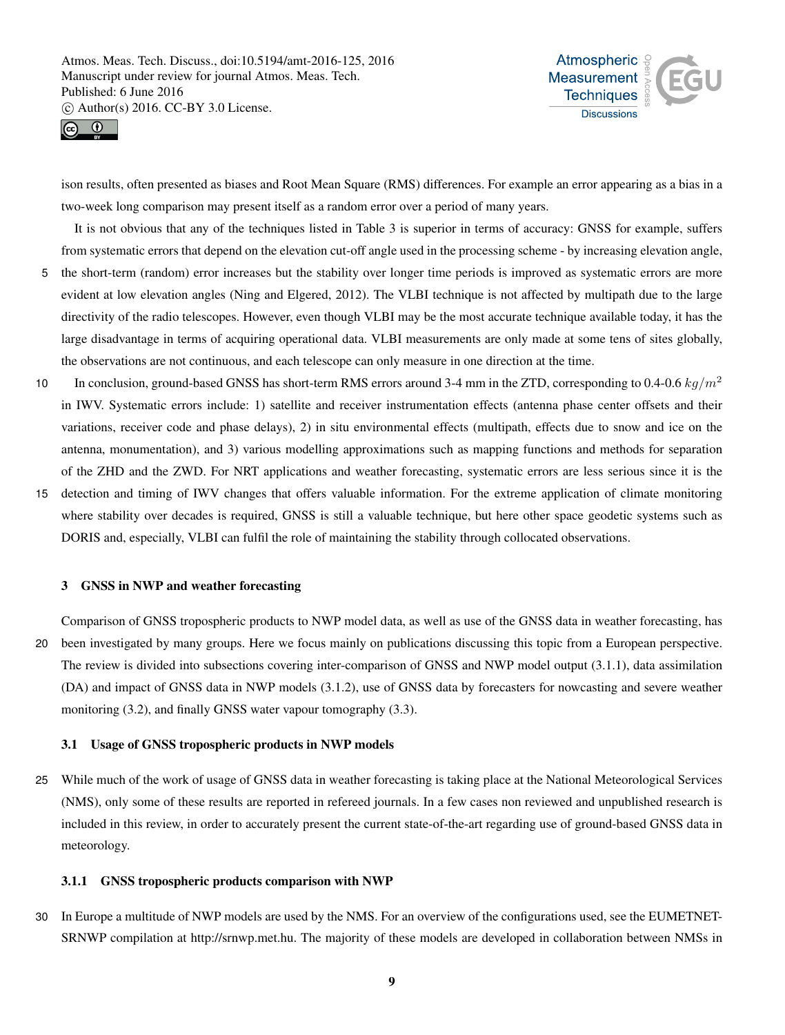ison results, often presented as biases and Root Mean Square (RMS) differences. For example an error appearing as a bias in a two-week long comparison may present itself as a random error over a period of many years.

It is not obvious that any of the techniques listed in Table 3 is superior in terms of accuracy: GNSS for example, suffers from systematic errors that depend on the elevation cut-off angle used in the processing scheme - by increasing elevation angle, the short-term (random) error increases but the stability over longer time periods is improved as systematic errors are more evident at low elevation angles (Ning and Elgered, 2012). The VLBI technique is not affected by multipath due to the large directivity of the radio telescopes. However, even though VLBI may be the most accurate technique available today, it has the large disadvantage in terms of acquiring operational data. VLBI measurements are only made at some tens of sites globally, the observations are not continuous, and each telescope can only measure in one direction at the time.

In conclusion, ground-based GNSS has short-term RMS errors around 3-4 mm in the ZTD, corresponding to 0.4-0.6 $kg/m^2$ in IWV. Systematic errors include: 1) satellite and receiver instrumentation effects (antenna phase center offsets and their variations, receiver code and phase delays), 2) in situ environmental effects (multipath, effects due to snow and ice on the antenna, monumentation), and 3) various modelling approximations such as mapping functions and methods for separation of the ZHD and the ZWD. For NRT applications and weather forecasting, systematic errors are less serious since it is the detection and timing of IWV changes that offers valuable information. For the extreme application of climate monitoring where stability over decades is required, GNSS is still a valuable technique, but here other space geodetic systems such as DORIS and, especially, VLBI can fulfil the role of maintaining the stability through collocated observations.

## 3 GNSS in NWP and weather forecasting

Comparison of GNSS tropospheric products to NWP model data, as well as use of the GNSS data in weather forecasting, has been investigated by many groups. Here we focus mainly on publications discussing this topic from a European perspective. The review is divided into subsections covering inter-comparison of GNSS and NWP model output (3.1.1), data assimilation (DA) and impact of GNSS data in NWP models (3.1.2), use of GNSS data by forecasters for nowcasting and severe weather monitoring (3.2), and finally GNSS water vapour tomography (3.3).

### 3.1 Usage of GNSS tropospheric products in NWP models

While much of the work of usage of GNSS data in weather forecasting is taking place at the National Meteorological Services (NMS), only some of these results are reported in refereed journals. In a few cases non reviewed and unpublished research is included in this review, in order to accurately present the current state-of-the-art regarding use of ground-based GNSS data in meteorology.

#### 3.1.1 GNSS tropospheric products comparison with NWP

In Europe a multitude of NWP models are used by the NMS. For an overview of the configurations used, see the EUMETNET-SRNWP compilation at http://srnwp.met.hu. The majority of these models are developed in collaboration between NMSs in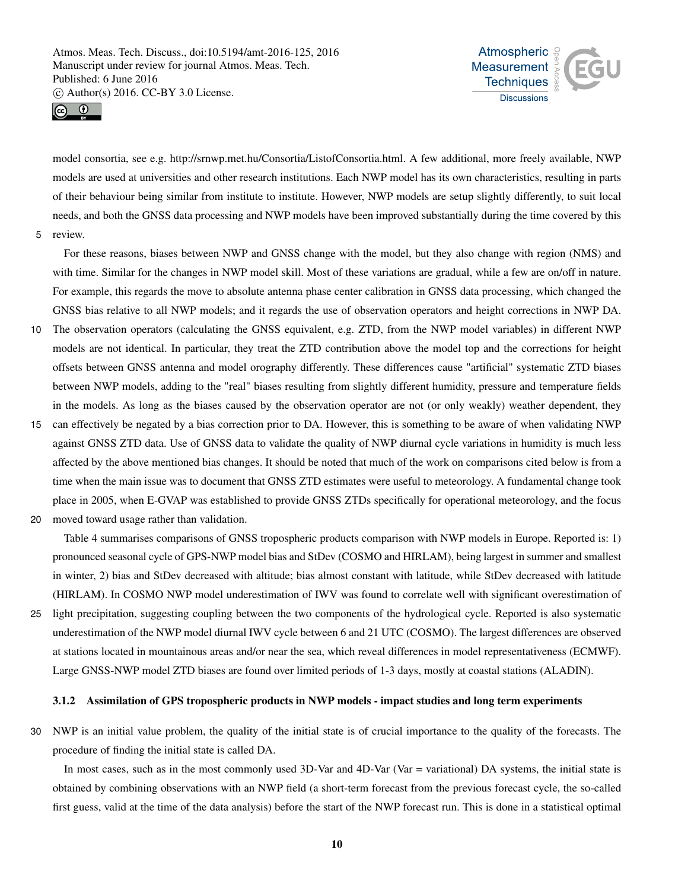model consortia, see e.g. http://srnwp.met.hu/Consortia/ListofConsortia.html. A few additional, more freely available, NWP models are used at universities and other research institutions. Each NWP model has its own characteristics, resulting in parts of their behaviour being similar from institute to institute. However, NWP models are setup slightly differently, to suit local needs, and both the GNSS data processing and NWP models have been improved substantially during the time covered by this review.

For these reasons, biases between NWP and GNSS change with the model, but they also change with region (NMS) and with time. Similar for the changes in NWP model skill. Most of these variations are gradual, while a few are on/off in nature. For example, this regards the move to absolute antenna phase center calibration in GNSS data processing, which changed the GNSS bias relative to all NWP models; and it regards the use of observation operators and height corrections in NWP DA. The observation operators (calculating the GNSS equivalent, e.g. ZTD, from the NWP model variables) in different NWP models are not identical. In particular, they treat the ZTD contribution above the model top and the corrections for height offsets between GNSS antenna and model orography differently. These differences cause "artificial" systematic ZTD biases between NWP models, adding to the "real" biases resulting from slightly different humidity, pressure and temperature fields in the models. As long as the biases caused by the observation operator are not (or only weakly) weather dependent, they can effectively be negated by a bias correction prior to DA. However, this is something to be aware of when validating NWP against GNSS ZTD data. Use of GNSS data to validate the quality of NWP diurnal cycle variations in humidity is much less affected by the above mentioned bias changes. It should be noted that much of the work on comparisons cited below is from a time when the main issue was to document that GNSS ZTD estimates were useful to meteorology. A fundamental change took place in 2005, when E-GVAP was established to provide GNSS ZTDs specifically for operational meteorology, and the focus moved toward usage rather than validation.

Table 4 summarises comparisons of GNSS tropospheric products comparison with NWP models in Europe. Reported is: 1) pronounced seasonal cycle of GPS-NWP model bias and StDev (COSMO and HIRLAM), being largest in summer and smallest in winter, 2) bias and StDev decreased with altitude; bias almost constant with latitude, while StDev decreased with latitude (HIRLAM). In COSMO NWP model underestimation of IWV was found to correlate well with significant overestimation of light precipitation, suggesting coupling between the two components of the hydrological cycle. Reported is also systematic underestimation of the NWP model diurnal IWV cycle between 6 and 21 UTC (COSMO). The largest differences are observed at stations located in mountainous areas and/or near the sea, which reveal differences in model representativeness (ECMWF). Large GNSS-NWP model ZTD biases are found over limited periods of 1-3 days, mostly at coastal stations (ALADIN).

### 3.1.2 Assimilation of GPS tropospheric products in NWP models - impact studies and long term experiments

NWP is an initial value problem, the quality of the initial state is of crucial importance to the quality of the forecasts. The procedure of finding the initial state is called DA.

In most cases, such as in the most commonly used 3D-Var and 4D-Var (Var = variational) DA systems, the initial state is obtained by combining observations with an NWP field (a short-term forecast from the previous forecast cycle, the so-called first guess, valid at the time of the data analysis) before the start of the NWP forecast run. This is done in a statistical optimal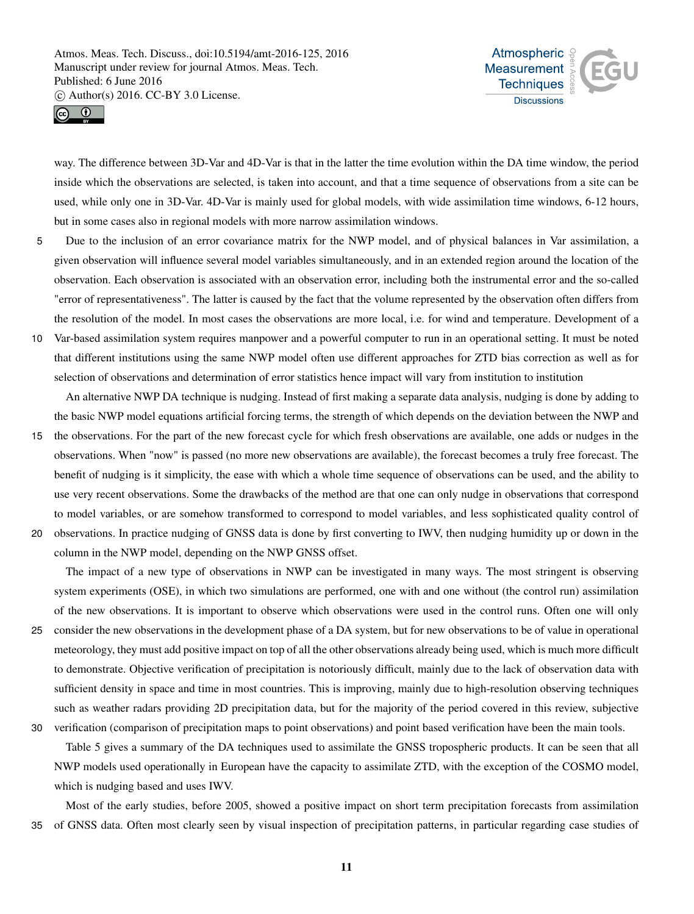way. The difference between 3D-Var and 4D-Var is that in the latter the time evolution within the DA time window, the period inside which the observations are selected, is taken into account, and that a time sequence of observations from a site can be used, while only one in 3D-Var. 4D-Var is mainly used for global models, with wide assimilation time windows, 6-12 hours, but in some cases also in regional models with more narrow assimilation windows.

Due to the inclusion of an error covariance matrix for the NWP model, and of physical balances in Var assimilation, a given observation will influence several model variables simultaneously, and in an extended region around the location of the observation. Each observation is associated with an observation error, including both the instrumental error and the so-called "error of representativeness". The latter is caused by the fact that the volume represented by the observation often differs from the resolution of the model. In most cases the observations are more local, i.e. for wind and temperature. Development of a Var-based assimilation system requires manpower and a powerful computer to run in an operational setting. It must be noted that different institutions using the same NWP model often use different approaches for ZTD bias correction as well as for selection of observations and determination of error statistics hence impact will vary from institution to institution

An alternative NWP DA technique is nudging. Instead of first making a separate data analysis, nudging is done by adding to the basic NWP model equations artificial forcing terms, the strength of which depends on the deviation between the NWP and the observations. For the part of the new forecast cycle for which fresh observations are available, one adds or nudges in the observations. When "now" is passed (no more new observations are available), the forecast becomes a truly free forecast. The benefit of nudging is it simplicity, the ease with which a whole time sequence of observations can be used, and the ability to use very recent observations. Some the drawbacks of the method are that one can only nudge in observations that correspond to model variables, or are somehow transformed to correspond to model variables, and less sophisticated quality control of observations. In practice nudging of GNSS data is done by first converting to IWV, then nudging humidity up or down in the column in the NWP model, depending on the NWP GNSS offset.

The impact of a new type of observations in NWP can be investigated in many ways. The most stringent is observing system experiments (OSE), in which two simulations are performed, one with and one without (the control run) assimilation of the new observations. It is important to observe which observations were used in the control runs. Often one will only consider the new observations in the development phase of a DA system, but for new observations to be of value in operational meteorology, they must add positive impact on top of all the other observations already being used, which is much more difficult to demonstrate. Objective verification of precipitation is notoriously difficult, mainly due to the lack of observation data with sufficient density in space and time in most countries. This is improving, mainly due to high-resolution observing techniques such as weather radars providing 2D precipitation data, but for the majority of the period covered in this review, subjective verification (comparison of precipitation maps to point observations) and point based verification have been the main tools.

Table 5 gives a summary of the DA techniques used to assimilate the GNSS tropospheric products. It can be seen that all NWP models used operationally in European have the capacity to assimilate ZTD, with the exception of the COSMO model, which is nudging based and uses IWV.

Most of the early studies, before 2005, showed a positive impact on short term precipitation forecasts from assimilation of GNSS data. Often most clearly seen by visual inspection of precipitation patterns, in particular regarding case studies of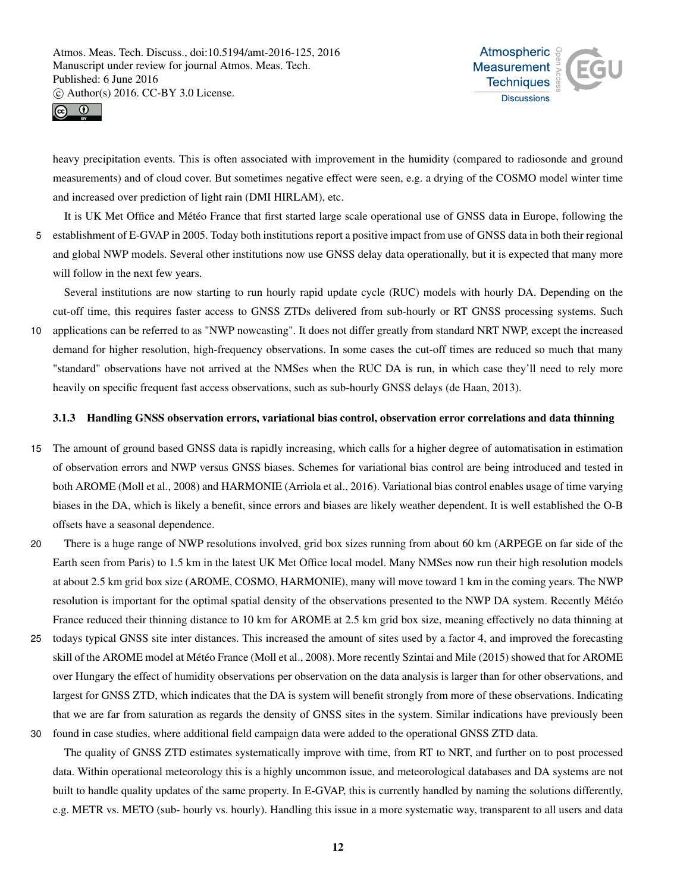heavy precipitation events. This is often associated with improvement in the humidity (compared to radiosonde and ground measurements) and of cloud cover. But sometimes negative effect were seen, e.g. a drying of the COSMO model winter time and increased over prediction of light rain (DMI HIRLAM), etc.

It is UK Met Office and Météo France that first started large scale operational use of GNSS data in Europe, following the establishment of E-GVAP in 2005. Today both institutions report a positive impact from use of GNSS data in both their regional and global NWP models. Several other institutions now use GNSS delay data operationally, but it is expected that many more will follow in the next few years.

Several institutions are now starting to run hourly rapid update cycle (RUC) models with hourly DA. Depending on the cut-off time, this requires faster access to GNSS ZTDs delivered from sub-hourly or RT GNSS processing systems. Such applications can be referred to as "NWP nowcasting". It does not differ greatly from standard NRT NWP, except the increased demand for higher resolution, high-frequency observations. In some cases the cut-off times are reduced so much that many "standard" observations have not arrived at the NMSes when the RUC DA is run, in which case they'll need to rely more heavily on specific frequent fast access observations, such as sub-hourly GNSS delays (de Haan, 2013).

#### 3.1.3 Handling GNSS observation errors, variational bias control, observation error correlations and data thinning

The amount of ground based GNSS data is rapidly increasing, which calls for a higher degree of automatisation in estimation of observation errors and NWP versus GNSS biases. Schemes for variational bias control are being introduced and tested in both AROME (Moll et al., 2008) and HARMONIE (Arriola et al., 2016). Variational bias control enables usage of time varying biases in the DA, which is likely a benefit, since errors and biases are likely weather dependent. It is well established the O-B offsets have a seasonal dependence.

There is a huge range of NWP resolutions involved, grid box sizes running from about 60 km (ARPEGE on far side of the Earth seen from Paris) to 1.5 km in the latest UK Met Office local model. Many NMSes now run their high resolution models at about 2.5 km grid box size (AROME, COSMO, HARMONIE), many will move toward 1 km in the coming years. The NWP resolution is important for the optimal spatial density of the observations presented to the NWP DA system. Recently Météo France reduced their thinning distance to 10 km for AROME at 2.5 km grid box size, meaning effectively no data thinning at todays typical GNSS site inter distances. This increased the amount of sites used by a factor 4, and improved the forecasting skill of the AROME model at Météo France (Moll et al., 2008). More recently Szintai and Mile (2015) showed that for AROME over Hungary the effect of humidity observations per observation on the data analysis is larger than for other observations, and largest for GNSS ZTD, which indicates that the DA is system will benefit strongly from more of these observations. Indicating that we are far from saturation as regards the density of GNSS sites in the system. Similar indications have previously been found in case studies, where additional field campaign data were added to the operational GNSS ZTD data.

The quality of GNSS ZTD estimates systematically improve with time, from RT to NRT, and further on to post processed data. Within operational meteorology this is a highly uncommon issue, and meteorological databases and DA systems are not built to handle quality updates of the same property. In E-GVAP, this is currently handled by naming the solutions differently, e.g. METR vs. METO (sub- hourly vs. hourly). Handling this issue in a more systematic way, transparent to all users and data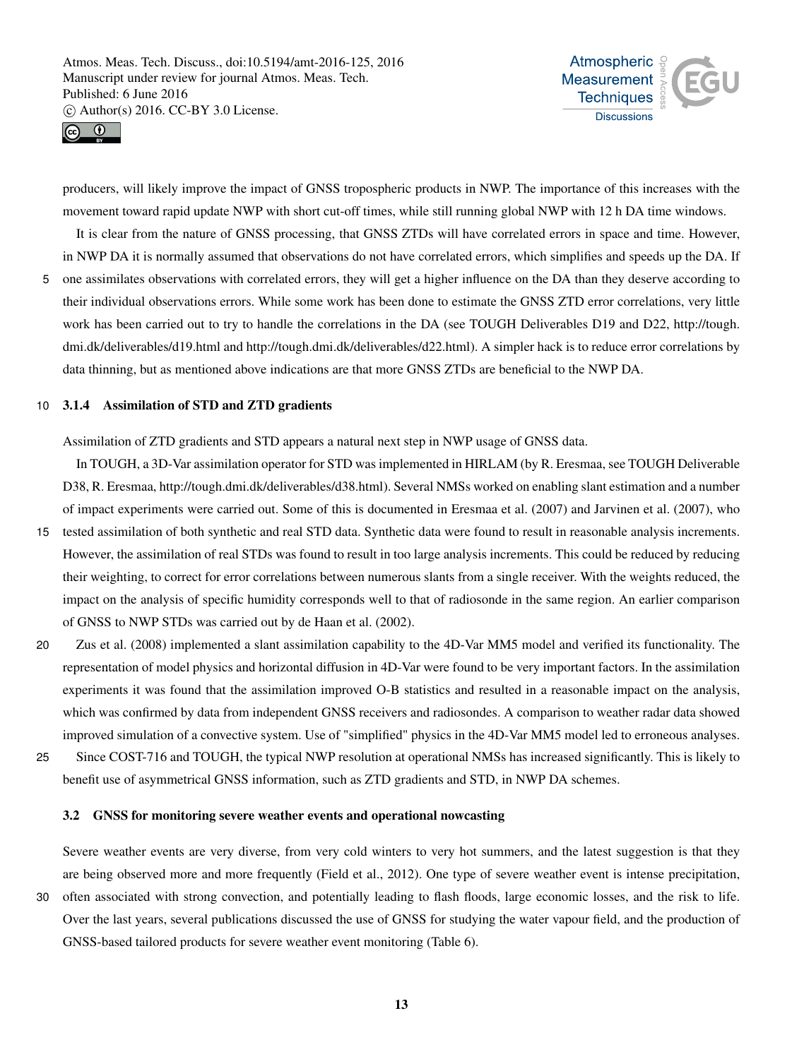producers, will likely improve the impact of GNSS tropospheric products in NWP. The importance of this increases with the movement toward rapid update NWP with short cut-off times, while still running global NWP with 12 h DA time windows.

It is clear from the nature of GNSS processing, that GNSS ZTDs will have correlated errors in space and time. However, in NWP DA it is normally assumed that observations do not have correlated errors, which simplifies and speeds up the DA. If one assimilates observations with correlated errors, they will get a higher influence on the DA than they deserve according to their individual observations errors. While some work has been done to estimate the GNSS ZTD error correlations, very little work has been carried out to try to handle the correlations in the DA (see TOUGH Deliverables D19 and D22, http://tough.dmi.dk/deliverables/d19.html and http://tough.dmi.dk/deliverables/d22.html). A simpler hack is to reduce error correlations by data thinning, but as mentioned above indications are that more GNSS ZTDs are beneficial to the NWP DA.

#### 3.1.4 Assimilation of STD and ZTD gradients

Assimilation of ZTD gradients and STD appears a natural next step in NWP usage of GNSS data.

In TOUGH, a 3D-Var assimilation operator for STD was implemented in HIRLAM (by R. Eresmaa, see TOUGH Deliverable D38, R. Eresmaa, http://tough.dmi.dk/deliverables/d38.html). Several NMSs worked on enabling slant estimation and a number of impact experiments were carried out. Some of this is documented in Eresmaa et al. (2007) and Jarvinen et al. (2007), who tested assimilation of both synthetic and real STD data. Synthetic data were found to result in reasonable analysis increments. However, the assimilation of real STDs was found to result in too large analysis increments. This could be reduced by reducing their weighting, to correct for error correlations between numerous slants from a single receiver. With the weights reduced, the impact on the analysis of specific humidity corresponds well to that of radiosonde in the same region. An earlier comparison of GNSS to NWP STDs was carried out by de Haan et al. (2002).

Zus et al. (2008) implemented a slant assimilation capability to the 4D-Var MM5 model and verified its functionality. The representation of model physics and horizontal diffusion in 4D-Var were found to be very important factors. In the assimilation experiments it was found that the assimilation improved O-B statistics and resulted in a reasonable impact on the analysis, which was confirmed by data from independent GNSS receivers and radiosondes. A comparison to weather radar data showed improved simulation of a convective system. Use of "simplified" physics in the 4D-Var MM5 model led to erroneous analyses.

Since COST-716 and TOUGH, the typical NWP resolution at operational NMSs has increased significantly. This is likely to benefit use of asymmetrical GNSS information, such as ZTD gradients and STD, in NWP DA schemes.

### 3.2 GNSS for monitoring severe weather events and operational nowcasting

Severe weather events are very diverse, from very cold winters to very hot summers, and the latest suggestion is that they are being observed more and more frequently (Field et al., 2012). One type of severe weather event is intense precipitation, often associated with strong convection, and potentially leading to flash floods, large economic losses, and the risk to life. Over the last years, several publications discussed the use of GNSS for studying the water vapour field, and the production of GNSS-based tailored products for severe weather event monitoring (Table 6).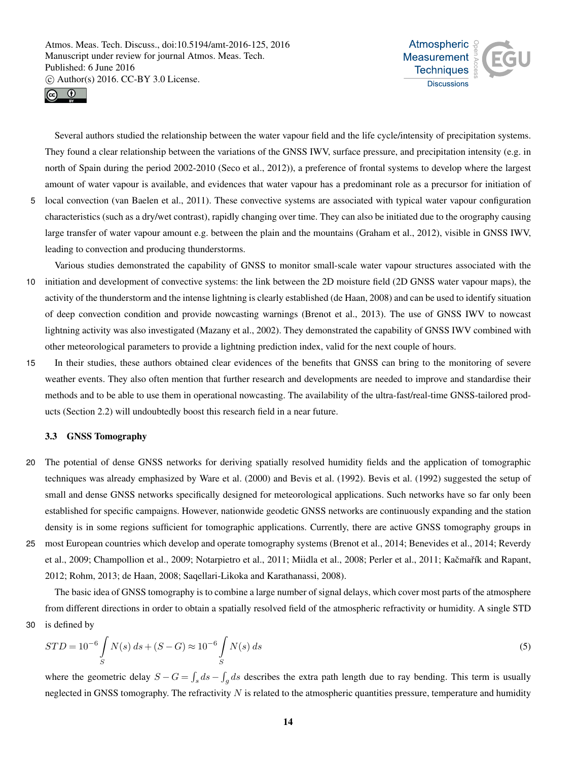Several authors studied the relationship between the water vapour field and the life cycle/intensity of precipitation systems. They found a clear relationship between the variations of the GNSS IWV, surface pressure, and precipitation intensity (e.g. in north of Spain during the period 2002-2010 (Seco et al., 2012)), a preference of frontal systems to develop where the largest amount of water vapour is available, and evidences that water vapour has a predominant role as a precursor for initiation of local convection (van Baelen et al., 2011). These convective systems are associated with typical water vapour configuration characteristics (such as a dry/wet contrast), rapidly changing over time. They can also be initiated due to the orography causing large transfer of water vapour amount e.g. between the plain and the mountains (Graham et al., 2012), visible in GNSS IWV, leading to convection and producing thunderstorms.

Various studies demonstrated the capability of GNSS to monitor small-scale water vapour structures associated with the initiation and development of convective systems: the link between the 2D moisture field (2D GNSS water vapour maps), the activity of the thunderstorm and the intense lightning is clearly established (de Haan, 2008) and can be used to identify situation of deep convection condition and provide nowcasting warnings (Brenot et al., 2013). The use of GNSS IWV to nowcast lightning activity was also investigated (Mazany et al., 2002). They demonstrated the capability of GNSS IWV combined with other meteorological parameters to provide a lightning prediction index, valid for the next couple of hours.

In their studies, these authors obtained clear evidences of the benefits that GNSS can bring to the monitoring of severe weather events. They also often mention that further research and developments are needed to improve and standardise their methods and to be able to use them in operational nowcasting. The availability of the ultra-fast/real-time GNSS-tailored products (Section 2.2) will undoubtedly boost this research field in a near future.

### 3.3 GNSS Tomography

The potential of dense GNSS networks for deriving spatially resolved humidity fields and the application of tomographic techniques was already emphasized by Ware et al. (2000) and Bevis et al. (1992). Bevis et al. (1992) suggested the setup of small and dense GNSS networks specifically designed for meteorological applications. Such networks have so far only been established for specific campaigns. However, nationwide geodetic GNSS networks are continuously expanding and the station density is in some regions sufficient for tomographic applications. Currently, there are active GNSS tomography groups in most European countries which develop and operate tomography systems (Brenot et al., 2014; Benevides et al., 2014; Reverdy et al., 2009; Champollion et al., 2009; Notarpietro et al., 2011; Miidla et al., 2008; Perler et al., 2011; Kačmařík and Rapant, 2012; Rohm, 2013; de Haan, 2008; Saqellari-Likoka and Karathanassi, 2008).

The basic idea of GNSS tomography is to combine a large number of signal delays, which cover most parts of the atmosphere from different directions in order to obtain a spatially resolved field of the atmospheric refractivity or humidity. A single STD is defined by

$$STD = 10^{-6} \int\limits_{S} N(s)\, ds + (S - G) \approx 10^{-6} \int\limits_{S} N(s)\, ds \tag{5}$$

where the geometric delay $S - G = \int_s ds - \int_g ds$ describes the extra path length due to ray bending. This term is usually neglected in GNSS tomography. The refractivity $N$ is related to the atmospheric quantities pressure, temperature and humidity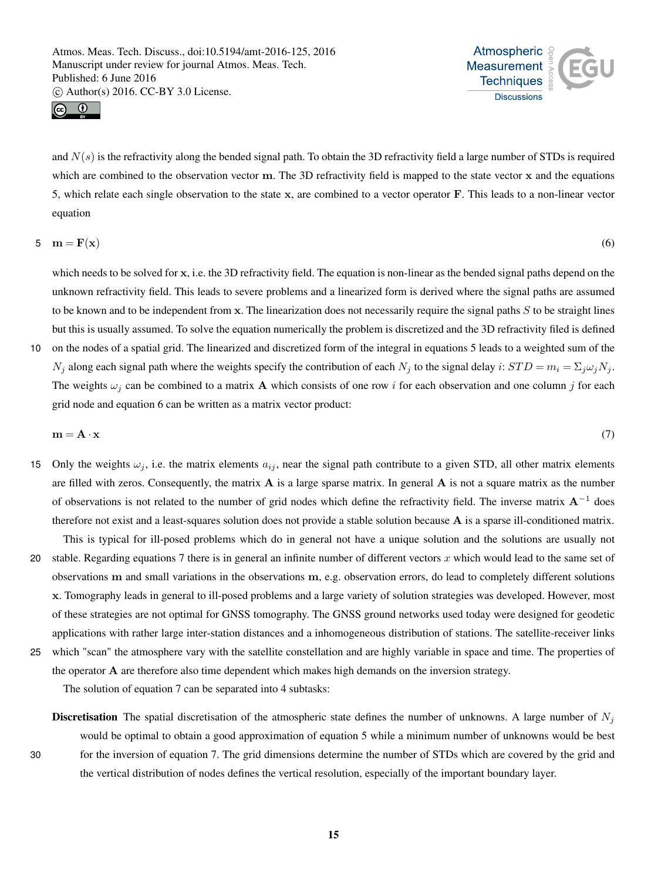and $N(s)$ is the refractivity along the bended signal path. To obtain the 3D refractivity field a large number of STDs is required which are combined to the observation vector $\mathbf{m}$. The 3D refractivity field is mapped to the state vector $\mathbf{x}$ and the equations 5, which relate each single observation to the state $\mathbf{x}$, are combined to a vector operator $\mathbf{F}$. This leads to a non-linear vector equation

$$\mathbf{m} = \mathbf{F}(\mathbf{x}) \tag{6}$$

which needs to be solved for $\mathbf{x}$, i.e. the 3D refractivity field. The equation is non-linear as the bended signal paths depend on the unknown refractivity field. This leads to severe problems and a linearized form is derived where the signal paths are assumed to be known and to be independent from $\mathbf{x}$. The linearization does not necessarily require the signal paths $S$ to be straight lines but this is usually assumed. To solve the equation numerically the problem is discretized and the 3D refractivity filed is defined on the nodes of a spatial grid. The linearized and discretized form of the integral in equations 5 leads to a weighted sum of the $N_j$ along each signal path where the weights specify the contribution of each $N_j$ to the signal delay $i$: $STD = m_i = \Sigma_j \omega_j N_j$. The weights $\omega_j$ can be combined to a matrix $\mathbf{A}$ which consists of one row $i$ for each observation and one column $j$ for each grid node and equation 6 can be written as a matrix vector product:

$$\mathbf{m} = \mathbf{A} \cdot \mathbf{x} \tag{7}$$

Only the weights $\omega_j$, i.e. the matrix elements $a_{ij}$, near the signal path contribute to a given STD, all other matrix elements are filled with zeros. Consequently, the matrix $\mathbf{A}$ is a large sparse matrix. In general $\mathbf{A}$ is not a square matrix as the number of observations is not related to the number of grid nodes which define the refractivity field. The inverse matrix $\mathbf{A}^{-1}$ does therefore not exist and a least-squares solution does not provide a stable solution because $\mathbf{A}$ is a sparse ill-conditioned matrix.

This is typical for ill-posed problems which do in general not have a unique solution and the solutions are usually not stable. Regarding equations 7 there is in general an infinite number of different vectors $x$ which would lead to the same set of observations $\mathbf{m}$ and small variations in the observations $\mathbf{m}$, e.g. observation errors, do lead to completely different solutions $\mathbf{x}$. Tomography leads in general to ill-posed problems and a large variety of solution strategies was developed. However, most of these strategies are not optimal for GNSS tomography. The GNSS ground networks used today were designed for geodetic applications with rather large inter-station distances and a inhomogeneous distribution of stations. The satellite-receiver links which "scan" the atmosphere vary with the satellite constellation and are highly variable in space and time. The properties of the operator $\mathbf{A}$ are therefore also time dependent which makes high demands on the inversion strategy.

The solution of equation 7 can be separated into 4 subtasks:

**Discretisation** The spatial discretisation of the atmospheric state defines the number of unknowns. A large number of $N_j$ would be optimal to obtain a good approximation of equation 5 while a minimum number of unknowns would be best for the inversion of equation 7. The grid dimensions determine the number of STDs which are covered by the grid and the vertical distribution of nodes defines the vertical resolution, especially of the important boundary layer.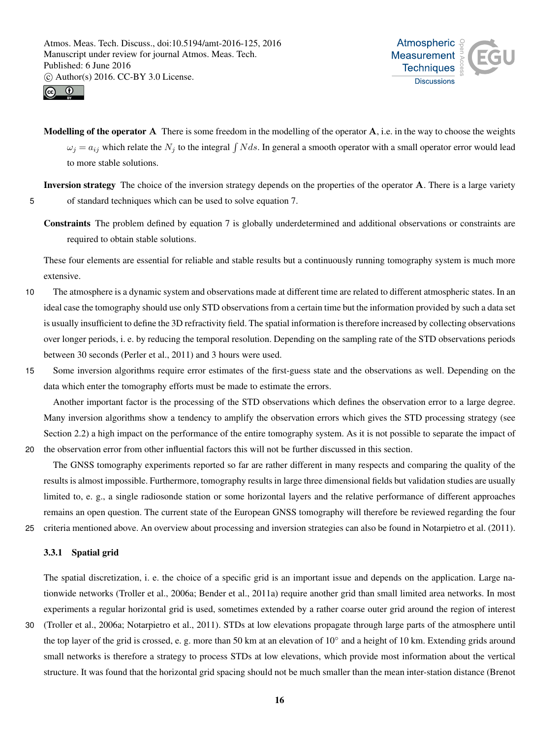**Modelling of the operator A** There is some freedom in the modelling of the operator **A**, i.e. in the way to choose the weights $\omega_j = a_{ij}$ which relate the $N_j$ to the integral $\int N ds$. In general a smooth operator with a small operator error would lead to more stable solutions.

**Inversion strategy** The choice of the inversion strategy depends on the properties of the operator **A**. There is a large variety of standard techniques which can be used to solve equation 7.

**Constraints** The problem defined by equation 7 is globally underdetermined and additional observations or constraints are required to obtain stable solutions.

These four elements are essential for reliable and stable results but a continuously running tomography system is much more extensive.

The atmosphere is a dynamic system and observations made at different time are related to different atmospheric states. In an ideal case the tomography should use only STD observations from a certain time but the information provided by such a data set is usually insufficient to define the 3D refractivity field. The spatial information is therefore increased by collecting observations over longer periods, i. e. by reducing the temporal resolution. Depending on the sampling rate of the STD observations periods between 30 seconds (Perler et al., 2011) and 3 hours were used.

Some inversion algorithms require error estimates of the first-guess state and the observations as well. Depending on the data which enter the tomography efforts must be made to estimate the errors.

Another important factor is the processing of the STD observations which defines the observation error to a large degree. Many inversion algorithms show a tendency to amplify the observation errors which gives the STD processing strategy (see Section 2.2) a high impact on the performance of the entire tomography system. As it is not possible to separate the impact of the observation error from other influential factors this will not be further discussed in this section.

The GNSS tomography experiments reported so far are rather different in many respects and comparing the quality of the results is almost impossible. Furthermore, tomography results in large three dimensional fields but validation studies are usually limited to, e. g., a single radiosonde station or some horizontal layers and the relative performance of different approaches remains an open question. The current state of the European GNSS tomography will therefore be reviewed regarding the four criteria mentioned above. An overview about processing and inversion strategies can also be found in Notarpietro et al. (2011).

### 3.3.1 Spatial grid

The spatial discretization, i. e. the choice of a specific grid is an important issue and depends on the application. Large nationwide networks (Troller et al., 2006a; Bender et al., 2011a) require another grid than small limited area networks. In most experiments a regular horizontal grid is used, sometimes extended by a rather coarse outer grid around the region of interest (Troller et al., 2006a; Notarpietro et al., 2011). STDs at low elevations propagate through large parts of the atmosphere until the top layer of the grid is crossed, e. g. more than 50 km at an elevation of 10° and a height of 10 km. Extending grids around small networks is therefore a strategy to process STDs at low elevations, which provide most information about the vertical structure. It was found that the horizontal grid spacing should not be much smaller than the mean inter-station distance (Brenot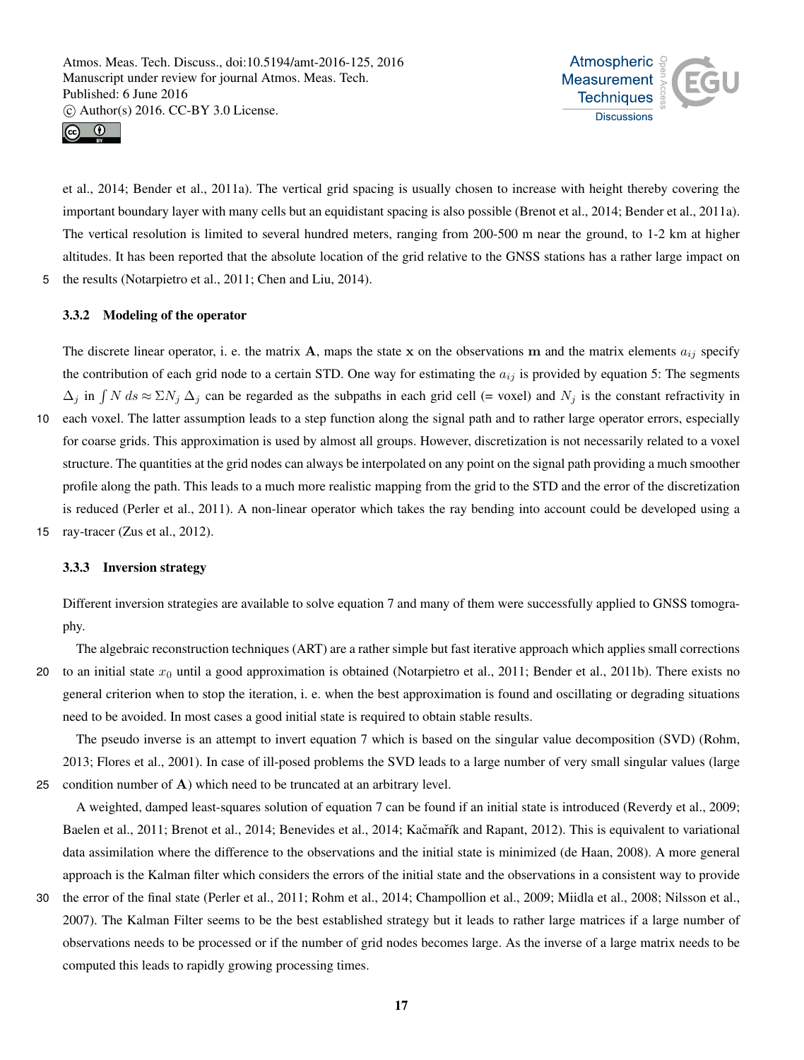et al., 2014; Bender et al., 2011a). The vertical grid spacing is usually chosen to increase with height thereby covering the important boundary layer with many cells but an equidistant spacing is also possible (Brenot et al., 2014; Bender et al., 2011a). The vertical resolution is limited to several hundred meters, ranging from 200-500 m near the ground, to 1-2 km at higher altitudes. It has been reported that the absolute location of the grid relative to the GNSS stations has a rather large impact on the results (Notarpietro et al., 2011; Chen and Liu, 2014).

### 3.3.2 Modeling of the operator

The discrete linear operator, i. e. the matrix $\mathbf{A}$, maps the state $\mathbf{x}$ on the observations $\mathbf{m}$ and the matrix elements $a_{ij}$ specify the contribution of each grid node to a certain STD. One way for estimating the $a_{ij}$ is provided by equation 5: The segments $\Delta_j$ in $\int N\,ds \approx \Sigma N_j\,\Delta_j$ can be regarded as the subpaths in each grid cell (= voxel) and $N_j$ is the constant refractivity in each voxel. The latter assumption leads to a step function along the signal path and to rather large operator errors, especially for coarse grids. This approximation is used by almost all groups. However, discretization is not necessarily related to a voxel structure. The quantities at the grid nodes can always be interpolated on any point on the signal path providing a much smoother profile along the path. This leads to a much more realistic mapping from the grid to the STD and the error of the discretization is reduced (Perler et al., 2011). A non-linear operator which takes the ray bending into account could be developed using a ray-tracer (Zus et al., 2012).

### 3.3.3 Inversion strategy

Different inversion strategies are available to solve equation 7 and many of them were successfully applied to GNSS tomography.

The algebraic reconstruction techniques (ART) are a rather simple but fast iterative approach which applies small corrections to an initial state $x_0$ until a good approximation is obtained (Notarpietro et al., 2011; Bender et al., 2011b). There exists no general criterion when to stop the iteration, i. e. when the best approximation is found and oscillating or degrading situations need to be avoided. In most cases a good initial state is required to obtain stable results.

The pseudo inverse is an attempt to invert equation 7 which is based on the singular value decomposition (SVD) (Rohm, 2013; Flores et al., 2001). In case of ill-posed problems the SVD leads to a large number of very small singular values (large condition number of $\mathbf{A}$) which need to be truncated at an arbitrary level.

A weighted, damped least-squares solution of equation 7 can be found if an initial state is introduced (Reverdy et al., 2009; Baelen et al., 2011; Brenot et al., 2014; Benevides et al., 2014; Kačmařík and Rapant, 2012). This is equivalent to variational data assimilation where the difference to the observations and the initial state is minimized (de Haan, 2008). A more general approach is the Kalman filter which considers the errors of the initial state and the observations in a consistent way to provide the error of the final state (Perler et al., 2011; Rohm et al., 2014; Champollion et al., 2009; Miidla et al., 2008; Nilsson et al., 2007). The Kalman Filter seems to be the best established strategy but it leads to rather large matrices if a large number of observations needs to be processed or if the number of grid nodes becomes large. As the inverse of a large matrix needs to be computed this leads to rapidly growing processing times.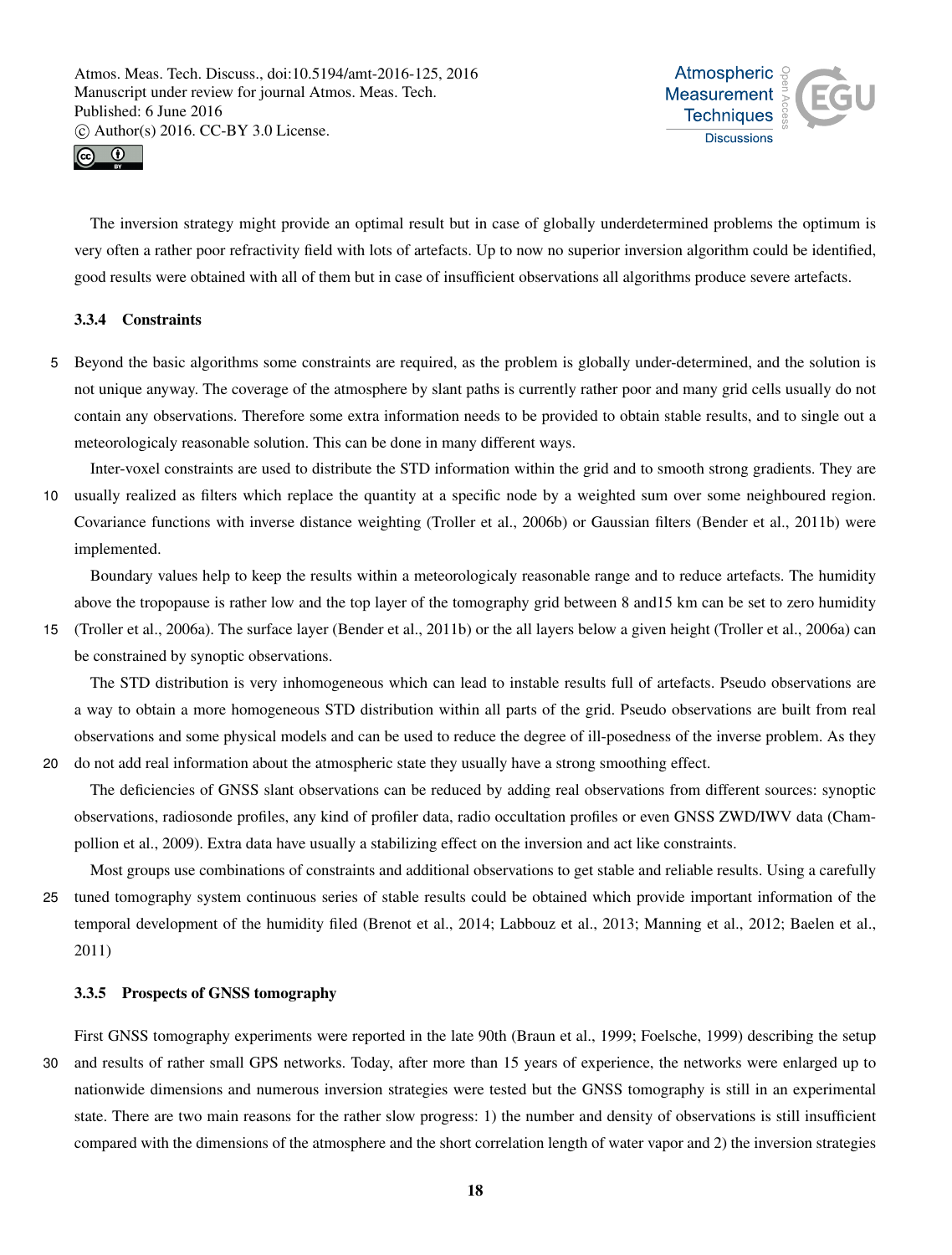The inversion strategy might provide an optimal result but in case of globally underdetermined problems the optimum is very often a rather poor refractivity field with lots of artefacts. Up to now no superior inversion algorithm could be identified, good results were obtained with all of them but in case of insufficient observations all algorithms produce severe artefacts.

#### 3.3.4 Constraints

Beyond the basic algorithms some constraints are required, as the problem is globally under-determined, and the solution is not unique anyway. The coverage of the atmosphere by slant paths is currently rather poor and many grid cells usually do not contain any observations. Therefore some extra information needs to be provided to obtain stable results, and to single out a meteorologicaly reasonable solution. This can be done in many different ways.

Inter-voxel constraints are used to distribute the STD information within the grid and to smooth strong gradients. They are usually realized as filters which replace the quantity at a specific node by a weighted sum over some neighboured region. Covariance functions with inverse distance weighting (Troller et al., 2006b) or Gaussian filters (Bender et al., 2011b) were implemented.

Boundary values help to keep the results within a meteorologicaly reasonable range and to reduce artefacts. The humidity above the tropopause is rather low and the top layer of the tomography grid between 8 and15 km can be set to zero humidity (Troller et al., 2006a). The surface layer (Bender et al., 2011b) or the all layers below a given height (Troller et al., 2006a) can be constrained by synoptic observations.

The STD distribution is very inhomogeneous which can lead to instable results full of artefacts. Pseudo observations are a way to obtain a more homogeneous STD distribution within all parts of the grid. Pseudo observations are built from real observations and some physical models and can be used to reduce the degree of ill-posedness of the inverse problem. As they do not add real information about the atmospheric state they usually have a strong smoothing effect.

The deficiencies of GNSS slant observations can be reduced by adding real observations from different sources: synoptic observations, radiosonde profiles, any kind of profiler data, radio occultation profiles or even GNSS ZWD/IWV data (Champollion et al., 2009). Extra data have usually a stabilizing effect on the inversion and act like constraints.

Most groups use combinations of constraints and additional observations to get stable and reliable results. Using a carefully tuned tomography system continuous series of stable results could be obtained which provide important information of the temporal development of the humidity filed (Brenot et al., 2014; Labbouz et al., 2013; Manning et al., 2012; Baelen et al., 2011)

#### 3.3.5 Prospects of GNSS tomography

First GNSS tomography experiments were reported in the late 90th (Braun et al., 1999; Foelsche, 1999) describing the setup and results of rather small GPS networks. Today, after more than 15 years of experience, the networks were enlarged up to nationwide dimensions and numerous inversion strategies were tested but the GNSS tomography is still in an experimental state. There are two main reasons for the rather slow progress: 1) the number and density of observations is still insufficient compared with the dimensions of the atmosphere and the short correlation length of water vapor and 2) the inversion strategies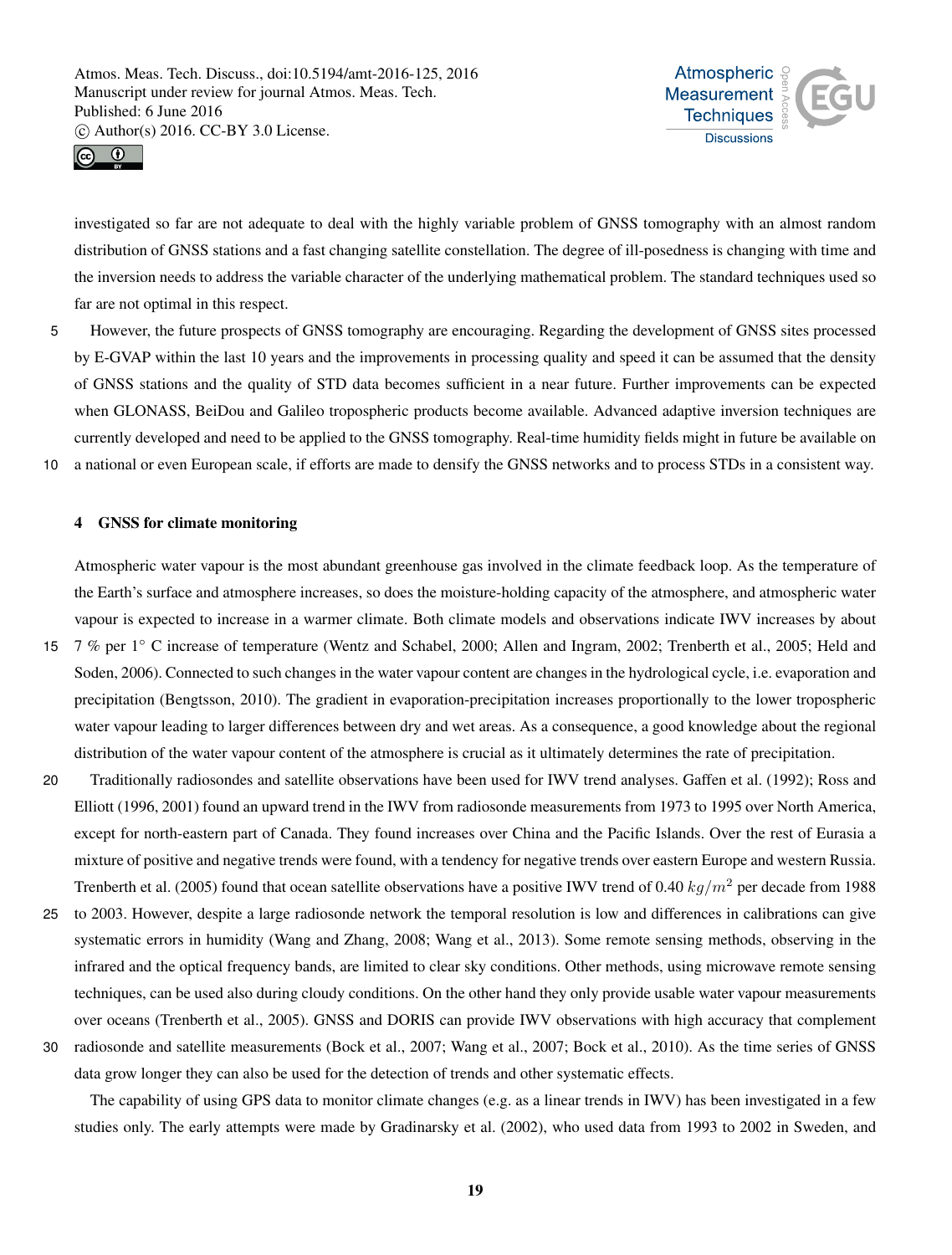investigated so far are not adequate to deal with the highly variable problem of GNSS tomography with an almost random distribution of GNSS stations and a fast changing satellite constellation. The degree of ill-posedness is changing with time and the inversion needs to address the variable character of the underlying mathematical problem. The standard techniques used so far are not optimal in this respect.

However, the future prospects of GNSS tomography are encouraging. Regarding the development of GNSS sites processed by E-GVAP within the last 10 years and the improvements in processing quality and speed it can be assumed that the density of GNSS stations and the quality of STD data becomes sufficient in a near future. Further improvements can be expected when GLONASS, BeiDou and Galileo tropospheric products become available. Advanced adaptive inversion techniques are currently developed and need to be applied to the GNSS tomography. Real-time humidity fields might in future be available on a national or even European scale, if efforts are made to densify the GNSS networks and to process STDs in a consistent way.

## 4 GNSS for climate monitoring

Atmospheric water vapour is the most abundant greenhouse gas involved in the climate feedback loop. As the temperature of the Earth's surface and atmosphere increases, so does the moisture-holding capacity of the atmosphere, and atmospheric water vapour is expected to increase in a warmer climate. Both climate models and observations indicate IWV increases by about 7 % per $1^{\circ}$ C increase of temperature (Wentz and Schabel, 2000; Allen and Ingram, 2002; Trenberth et al., 2005; Held and Soden, 2006). Connected to such changes in the water vapour content are changes in the hydrological cycle, i.e. evaporation and precipitation (Bengtsson, 2010). The gradient in evaporation-precipitation increases proportionally to the lower tropospheric water vapour leading to larger differences between dry and wet areas. As a consequence, a good knowledge about the regional distribution of the water vapour content of the atmosphere is crucial as it ultimately determines the rate of precipitation.

Traditionally radiosondes and satellite observations have been used for IWV trend analyses. Gaffen et al. (1992); Ross and Elliott (1996, 2001) found an upward trend in the IWV from radiosonde measurements from 1973 to 1995 over North America, except for north-eastern part of Canada. They found increases over China and the Pacific Islands. Over the rest of Eurasia a mixture of positive and negative trends were found, with a tendency for negative trends over eastern Europe and western Russia. Trenberth et al. (2005) found that ocean satellite observations have a positive IWV trend of 0.40 $kg/m^2$ per decade from 1988 to 2003. However, despite a large radiosonde network the temporal resolution is low and differences in calibrations can give systematic errors in humidity (Wang and Zhang, 2008; Wang et al., 2013). Some remote sensing methods, observing in the infrared and the optical frequency bands, are limited to clear sky conditions. Other methods, using microwave remote sensing techniques, can be used also during cloudy conditions. On the other hand they only provide usable water vapour measurements over oceans (Trenberth et al., 2005). GNSS and DORIS can provide IWV observations with high accuracy that complement radiosonde and satellite measurements (Bock et al., 2007; Wang et al., 2007; Bock et al., 2010). As the time series of GNSS data grow longer they can also be used for the detection of trends and other systematic effects.

The capability of using GPS data to monitor climate changes (e.g. as a linear trends in IWV) has been investigated in a few studies only. The early attempts were made by Gradinarsky et al. (2002), who used data from 1993 to 2002 in Sweden, and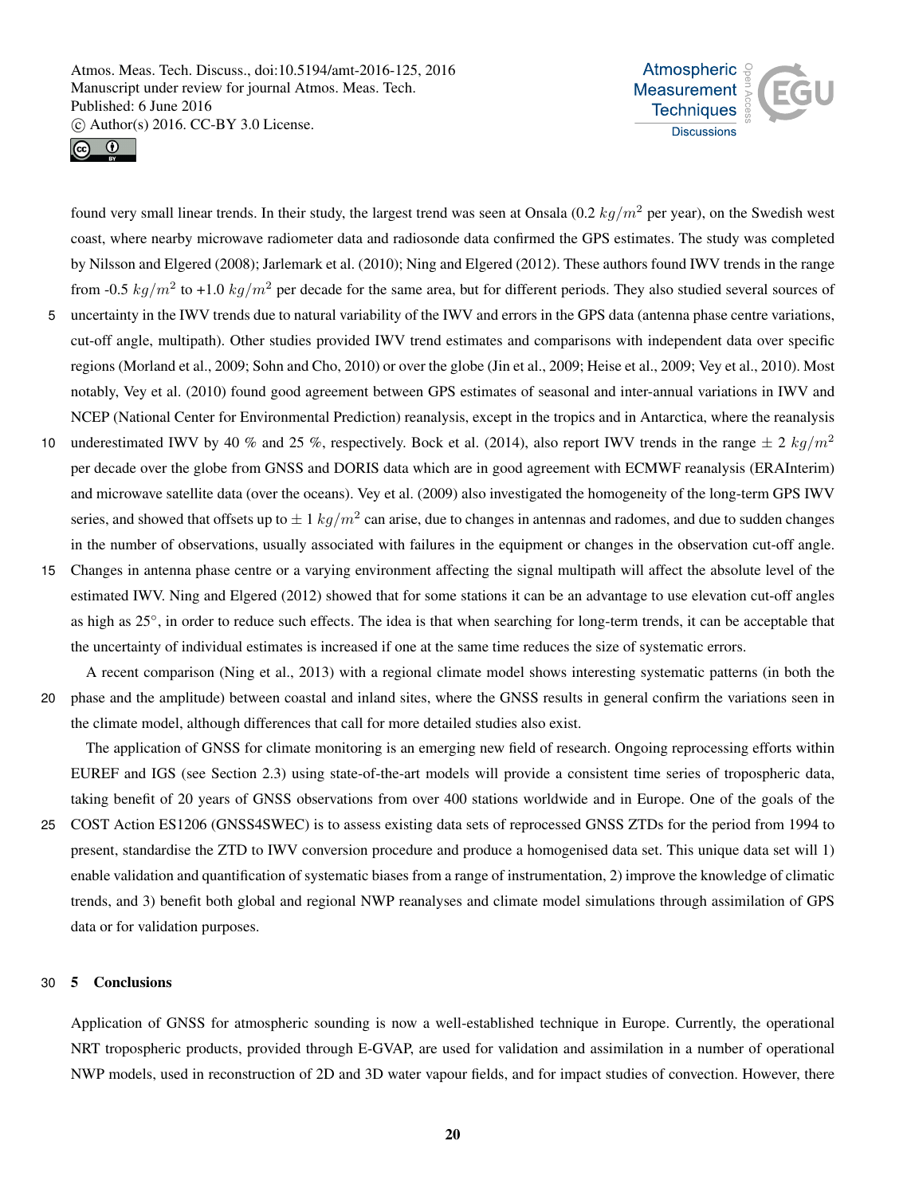found very small linear trends. In their study, the largest trend was seen at Onsala (0.2 $kg/m^2$ per year), on the Swedish west coast, where nearby microwave radiometer data and radiosonde data confirmed the GPS estimates. The study was completed by Nilsson and Elgered (2008); Jarlemark et al. (2010); Ning and Elgered (2012). These authors found IWV trends in the range from -0.5 $kg/m^2$ to +1.0 $kg/m^2$ per decade for the same area, but for different periods. They also studied several sources of uncertainty in the IWV trends due to natural variability of the IWV and errors in the GPS data (antenna phase centre variations, cut-off angle, multipath). Other studies provided IWV trend estimates and comparisons with independent data over specific regions (Morland et al., 2009; Sohn and Cho, 2010) or over the globe (Jin et al., 2009; Heise et al., 2009; Vey et al., 2010). Most notably, Vey et al. (2010) found good agreement between GPS estimates of seasonal and inter-annual variations in IWV and NCEP (National Center for Environmental Prediction) reanalysis, except in the tropics and in Antarctica, where the reanalysis underestimated IWV by 40 % and 25 %, respectively. Bock et al. (2014), also report IWV trends in the range $\pm$ 2 $kg/m^2$ per decade over the globe from GNSS and DORIS data which are in good agreement with ECMWF reanalysis (ERAInterim) and microwave satellite data (over the oceans). Vey et al. (2009) also investigated the homogeneity of the long-term GPS IWV series, and showed that offsets up to $\pm$ 1 $kg/m^2$ can arise, due to changes in antennas and radomes, and due to sudden changes in the number of observations, usually associated with failures in the equipment or changes in the observation cut-off angle. Changes in antenna phase centre or a varying environment affecting the signal multipath will affect the absolute level of the estimated IWV. Ning and Elgered (2012) showed that for some stations it can be an advantage to use elevation cut-off angles as high as 25°, in order to reduce such effects. The idea is that when searching for long-term trends, it can be acceptable that the uncertainty of individual estimates is increased if one at the same time reduces the size of systematic errors.

A recent comparison (Ning et al., 2013) with a regional climate model shows interesting systematic patterns (in both the phase and the amplitude) between coastal and inland sites, where the GNSS results in general confirm the variations seen in the climate model, although differences that call for more detailed studies also exist.

The application of GNSS for climate monitoring is an emerging new field of research. Ongoing reprocessing efforts within EUREF and IGS (see Section 2.3) using state-of-the-art models will provide a consistent time series of tropospheric data, taking benefit of 20 years of GNSS observations from over 400 stations worldwide and in Europe. One of the goals of the COST Action ES1206 (GNSS4SWEC) is to assess existing data sets of reprocessed GNSS ZTDs for the period from 1994 to present, standardise the ZTD to IWV conversion procedure and produce a homogenised data set. This unique data set will 1) enable validation and quantification of systematic biases from a range of instrumentation, 2) improve the knowledge of climatic trends, and 3) benefit both global and regional NWP reanalyses and climate model simulations through assimilation of GPS data or for validation purposes.

## 5 Conclusions

Application of GNSS for atmospheric sounding is now a well-established technique in Europe. Currently, the operational NRT tropospheric products, provided through E-GVAP, are used for validation and assimilation in a number of operational NWP models, used in reconstruction of 2D and 3D water vapour fields, and for impact studies of convection. However, there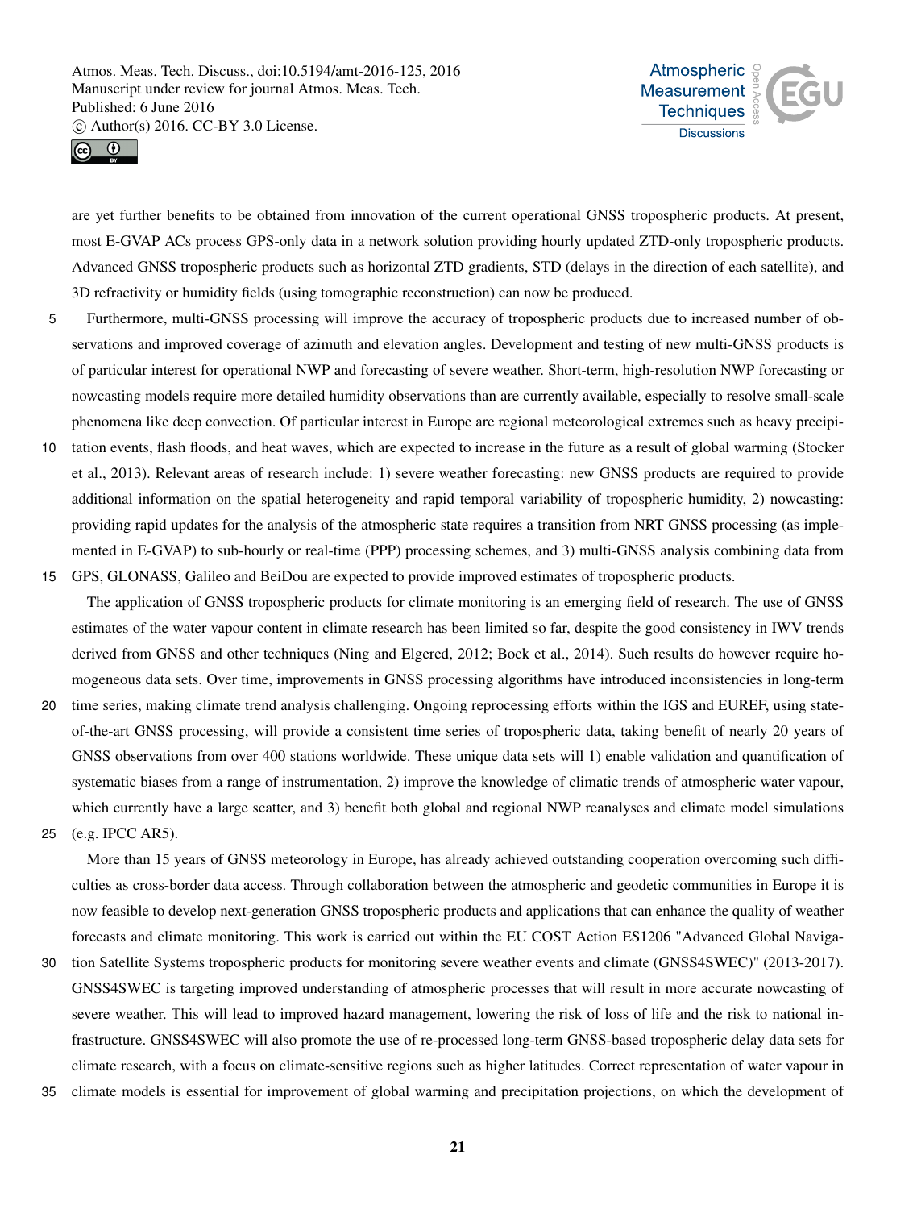are yet further benefits to be obtained from innovation of the current operational GNSS tropospheric products. At present, most E-GVAP ACs process GPS-only data in a network solution providing hourly updated ZTD-only tropospheric products. Advanced GNSS tropospheric products such as horizontal ZTD gradients, STD (delays in the direction of each satellite), and 3D refractivity or humidity fields (using tomographic reconstruction) can now be produced.

Furthermore, multi-GNSS processing will improve the accuracy of tropospheric products due to increased number of observations and improved coverage of azimuth and elevation angles. Development and testing of new multi-GNSS products is of particular interest for operational NWP and forecasting of severe weather. Short-term, high-resolution NWP forecasting or nowcasting models require more detailed humidity observations than are currently available, especially to resolve small-scale phenomena like deep convection. Of particular interest in Europe are regional meteorological extremes such as heavy precipitation events, flash floods, and heat waves, which are expected to increase in the future as a result of global warming (Stocker et al., 2013). Relevant areas of research include: 1) severe weather forecasting: new GNSS products are required to provide additional information on the spatial heterogeneity and rapid temporal variability of tropospheric humidity, 2) nowcasting: providing rapid updates for the analysis of the atmospheric state requires a transition from NRT GNSS processing (as implemented in E-GVAP) to sub-hourly or real-time (PPP) processing schemes, and 3) multi-GNSS analysis combining data from GPS, GLONASS, Galileo and BeiDou are expected to provide improved estimates of tropospheric products.

The application of GNSS tropospheric products for climate monitoring is an emerging field of research. The use of GNSS estimates of the water vapour content in climate research has been limited so far, despite the good consistency in IWV trends derived from GNSS and other techniques (Ning and Elgered, 2012; Bock et al., 2014). Such results do however require homogeneous data sets. Over time, improvements in GNSS processing algorithms have introduced inconsistencies in long-term time series, making climate trend analysis challenging. Ongoing reprocessing efforts within the IGS and EUREF, using state-of-the-art GNSS processing, will provide a consistent time series of tropospheric data, taking benefit of nearly 20 years of GNSS observations from over 400 stations worldwide. These unique data sets will 1) enable validation and quantification of systematic biases from a range of instrumentation, 2) improve the knowledge of climatic trends of atmospheric water vapour, which currently have a large scatter, and 3) benefit both global and regional NWP reanalyses and climate model simulations (e.g. IPCC AR5).

More than 15 years of GNSS meteorology in Europe, has already achieved outstanding cooperation overcoming such difficulties as cross-border data access. Through collaboration between the atmospheric and geodetic communities in Europe it is now feasible to develop next-generation GNSS tropospheric products and applications that can enhance the quality of weather forecasts and climate monitoring. This work is carried out within the EU COST Action ES1206 "Advanced Global Navigation Satellite Systems tropospheric products for monitoring severe weather events and climate (GNSS4SWEC)" (2013-2017). GNSS4SWEC is targeting improved understanding of atmospheric processes that will result in more accurate nowcasting of severe weather. This will lead to improved hazard management, lowering the risk of loss of life and the risk to national infrastructure. GNSS4SWEC will also promote the use of re-processed long-term GNSS-based tropospheric delay data sets for climate research, with a focus on climate-sensitive regions such as higher latitudes. Correct representation of water vapour in climate models is essential for improvement of global warming and precipitation projections, on which the development of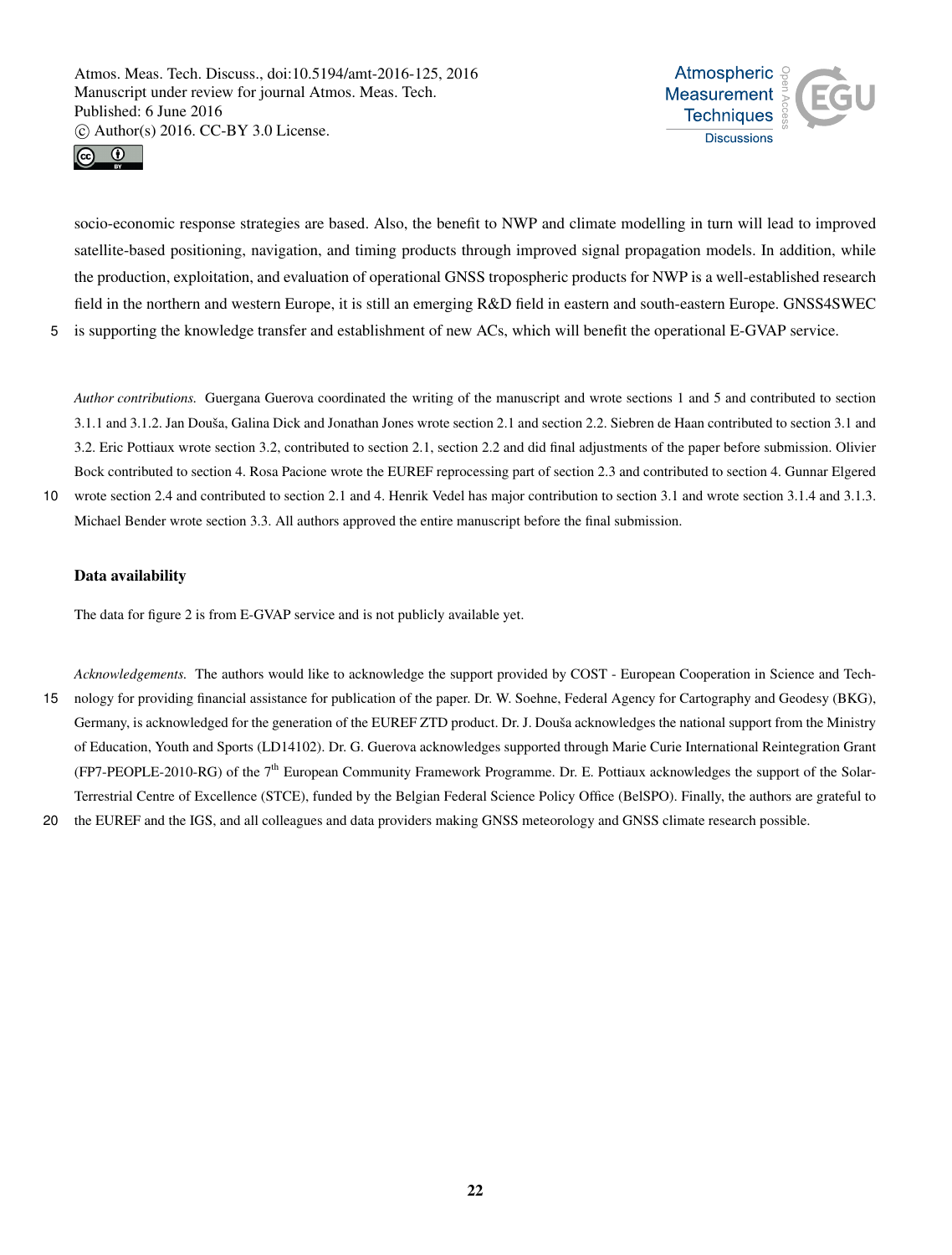socio-economic response strategies are based. Also, the benefit to NWP and climate modelling in turn will lead to improved satellite-based positioning, navigation, and timing products through improved signal propagation models. In addition, while the production, exploitation, and evaluation of operational GNSS tropospheric products for NWP is a well-established research field in the northern and western Europe, it is still an emerging R&D field in eastern and south-eastern Europe. GNSS4SWEC is supporting the knowledge transfer and establishment of new ACs, which will benefit the operational E-GVAP service.

*Author contributions.* Guergana Guerova coordinated the writing of the manuscript and wrote sections 1 and 5 and contributed to section 3.1.1 and 3.1.2. Jan Douša, Galina Dick and Jonathan Jones wrote section 2.1 and section 2.2. Siebren de Haan contributed to section 3.1 and 3.2. Eric Pottiaux wrote section 3.2, contributed to section 2.1, section 2.2 and did final adjustments of the paper before submission. Olivier Bock contributed to section 4. Rosa Pacione wrote the EUREF reprocessing part of section 2.3 and contributed to section 4. Gunnar Elgered wrote section 2.4 and contributed to section 2.1 and 4. Henrik Vedel has major contribution to section 3.1 and wrote section 3.1.4 and 3.1.3. Michael Bender wrote section 3.3. All authors approved the entire manuscript before the final submission.

## Data availability

The data for figure 2 is from E-GVAP service and is not publicly available yet.

*Acknowledgements.* The authors would like to acknowledge the support provided by COST - European Cooperation in Science and Technology for providing financial assistance for publication of the paper. Dr. W. Soehne, Federal Agency for Cartography and Geodesy (BKG), Germany, is acknowledged for the generation of the EUREF ZTD product. Dr. J. Douša acknowledges the national support from the Ministry of Education, Youth and Sports (LD14102). Dr. G. Guerova acknowledges supported through Marie Curie International Reintegration Grant (FP7-PEOPLE-2010-RG) of the 7$^{th}$ European Community Framework Programme. Dr. E. Pottiaux acknowledges the support of the Solar-Terrestrial Centre of Excellence (STCE), funded by the Belgian Federal Science Policy Office (BelSPO). Finally, the authors are grateful to the EUREF and the IGS, and all colleagues and data providers making GNSS meteorology and GNSS climate research possible.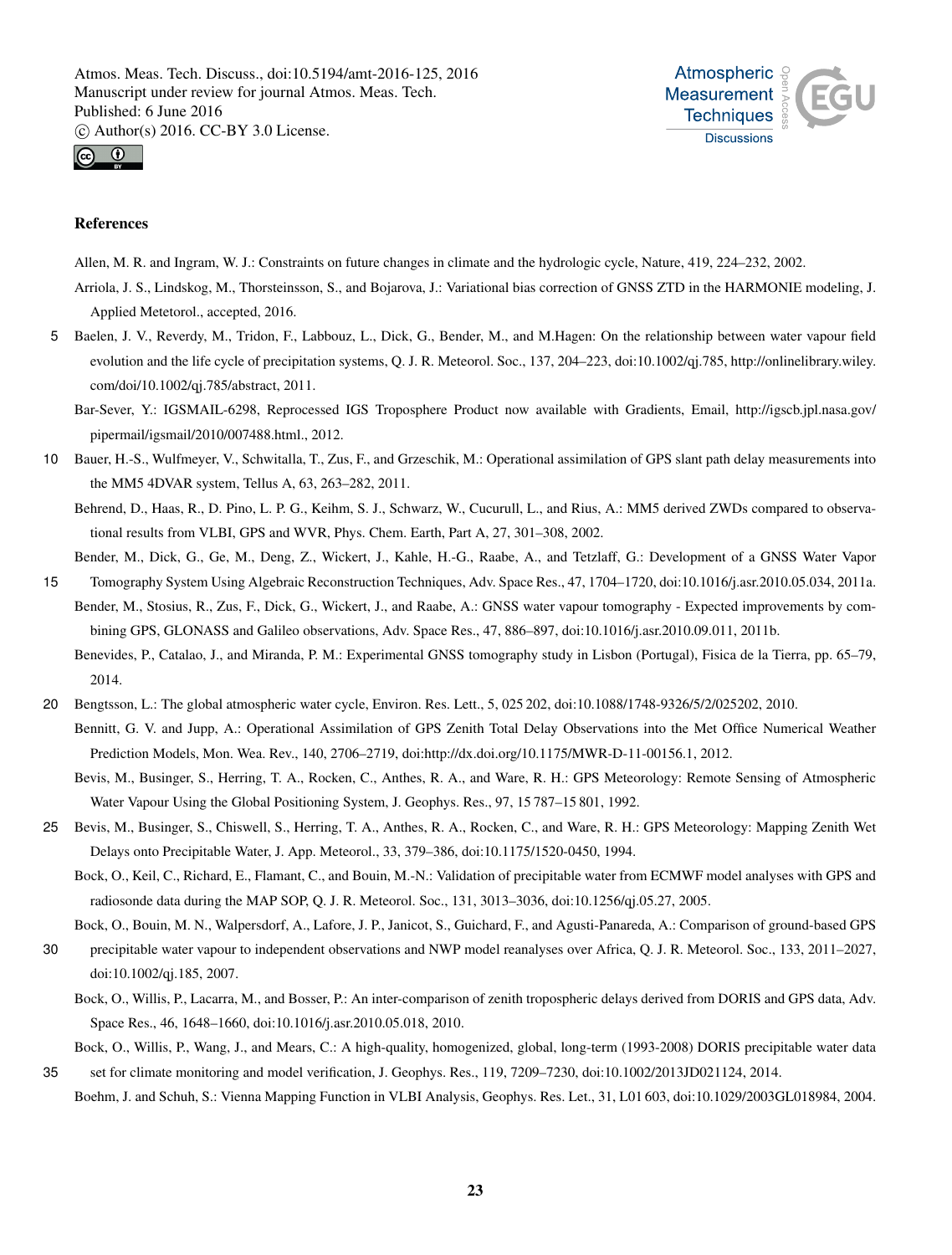## References

Allen, M. R. and Ingram, W. J.: Constraints on future changes in climate and the hydrologic cycle, Nature, 419, 224–232, 2002.

Arriola, J. S., Lindskog, M., Thorsteinsson, S., and Bojarova, J.: Variational bias correction of GNSS ZTD in the HARMONIE modeling, J. Applied Metetorol., accepted, 2016.

Baelen, J. V., Reverdy, M., Tridon, F., Labbouz, L., Dick, G., Bender, M., and M.Hagen: On the relationship between water vapour field evolution and the life cycle of precipitation systems, Q. J. R. Meteorol. Soc., 137, 204–223, doi:10.1002/qj.785, http://onlinelibrary.wiley.com/doi/10.1002/qj.785/abstract, 2011.

Bar-Sever, Y.: IGSMAIL-6298, Reprocessed IGS Troposphere Product now available with Gradients, Email, http://igscb.jpl.nasa.gov/pipermail/igsmail/2010/007488.html., 2012.

Bauer, H.-S., Wulfmeyer, V., Schwitalla, T., Zus, F., and Grzeschik, M.: Operational assimilation of GPS slant path delay measurements into the MM5 4DVAR system, Tellus A, 63, 263–282, 2011.

Behrend, D., Haas, R., D. Pino, L. P. G., Keihm, S. J., Schwarz, W., Cucurull, L., and Rius, A.: MM5 derived ZWDs compared to observational results from VLBI, GPS and WVR, Phys. Chem. Earth, Part A, 27, 301–308, 2002.

Bender, M., Dick, G., Ge, M., Deng, Z., Wickert, J., Kahle, H.-G., Raabe, A., and Tetzlaff, G.: Development of a GNSS Water Vapor Tomography System Using Algebraic Reconstruction Techniques, Adv. Space Res., 47, 1704–1720, doi:10.1016/j.asr.2010.05.034, 2011a.

Bender, M., Stosius, R., Zus, F., Dick, G., Wickert, J., and Raabe, A.: GNSS water vapour tomography - Expected improvements by combining GPS, GLONASS and Galileo observations, Adv. Space Res., 47, 886–897, doi:10.1016/j.asr.2010.09.011, 2011b.

Benevides, P., Catalao, J., and Miranda, P. M.: Experimental GNSS tomography study in Lisbon (Portugal), Fisica de la Tierra, pp. 65–79, 2014.

Bengtsson, L.: The global atmospheric water cycle, Environ. Res. Lett., 5, 025 202, doi:10.1088/1748-9326/5/2/025202, 2010.

Bennitt, G. V. and Jupp, A.: Operational Assimilation of GPS Zenith Total Delay Observations into the Met Office Numerical Weather Prediction Models, Mon. Wea. Rev., 140, 2706–2719, doi:http://dx.doi.org/10.1175/MWR-D-11-00156.1, 2012.

Bevis, M., Businger, S., Herring, T. A., Rocken, C., Anthes, R. A., and Ware, R. H.: GPS Meteorology: Remote Sensing of Atmospheric Water Vapour Using the Global Positioning System, J. Geophys. Res., 97, 15 787–15 801, 1992.

Bevis, M., Businger, S., Chiswell, S., Herring, T. A., Anthes, R. A., Rocken, C., and Ware, R. H.: GPS Meteorology: Mapping Zenith Wet Delays onto Precipitable Water, J. App. Meteorol., 33, 379–386, doi:10.1175/1520-0450, 1994.

Bock, O., Keil, C., Richard, E., Flamant, C., and Bouin, M.-N.: Validation of precipitable water from ECMWF model analyses with GPS and radiosonde data during the MAP SOP, Q. J. R. Meteorol. Soc., 131, 3013–3036, doi:10.1256/qj.05.27, 2005.

Bock, O., Bouin, M. N., Walpersdorf, A., Lafore, J. P., Janicot, S., Guichard, F., and Agusti-Panareda, A.: Comparison of ground-based GPS precipitable water vapour to independent observations and NWP model reanalyses over Africa, Q. J. R. Meteorol. Soc., 133, 2011–2027, doi:10.1002/qj.185, 2007.

Bock, O., Willis, P., Lacarra, M., and Bosser, P.: An inter-comparison of zenith tropospheric delays derived from DORIS and GPS data, Adv. Space Res., 46, 1648–1660, doi:10.1016/j.asr.2010.05.018, 2010.

Bock, O., Willis, P., Wang, J., and Mears, C.: A high-quality, homogenized, global, long-term (1993-2008) DORIS precipitable water data set for climate monitoring and model verification, J. Geophys. Res., 119, 7209–7230, doi:10.1002/2013JD021124, 2014.

Boehm, J. and Schuh, S.: Vienna Mapping Function in VLBI Analysis, Geophys. Res. Let., 31, L01 603, doi:10.1029/2003GL018984, 2004.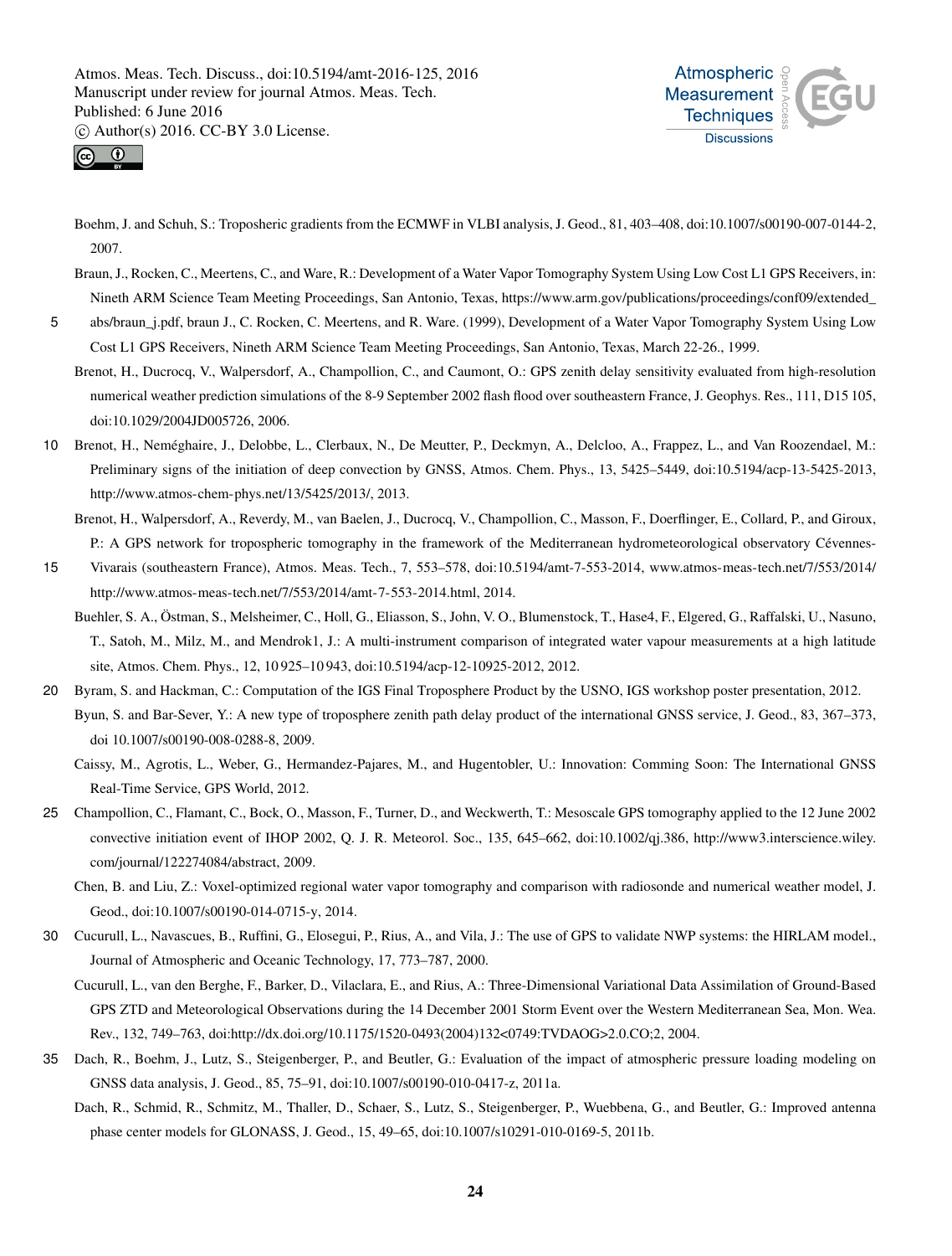Boehm, J. and Schuh, S.: Troposheric gradients from the ECMWF in VLBI analysis, J. Geod., 81, 403–408, doi:10.1007/s00190-007-0144-2, 2007.

Braun, J., Rocken, C., Meertens, C., and Ware, R.: Development of a Water Vapor Tomography System Using Low Cost L1 GPS Receivers, in: Nineth ARM Science Team Meeting Proceedings, San Antonio, Texas, https://www.arm.gov/publications/proceedings/conf09/extended_abs/braun_j.pdf, braun J., C. Rocken, C. Meertens, and R. Ware. (1999), Development of a Water Vapor Tomography System Using Low Cost L1 GPS Receivers, Nineth ARM Science Team Meeting Proceedings, San Antonio, Texas, March 22-26., 1999.

Brenot, H., Ducrocq, V., Walpersdorf, A., Champollion, C., and Caumont, O.: GPS zenith delay sensitivity evaluated from high-resolution numerical weather prediction simulations of the 8-9 September 2002 flash flood over southeastern France, J. Geophys. Res., 111, D15 105, doi:10.1029/2004JD005726, 2006.

Brenot, H., Neméghaire, J., Delobbe, L., Clerbaux, N., De Meutter, P., Deckmyn, A., Delcloo, A., Frappez, L., and Van Roozendael, M.: Preliminary signs of the initiation of deep convection by GNSS, Atmos. Chem. Phys., 13, 5425–5449, doi:10.5194/acp-13-5425-2013, http://www.atmos-chem-phys.net/13/5425/2013/, 2013.

Brenot, H., Walpersdorf, A., Reverdy, M., van Baelen, J., Ducrocq, V., Champollion, C., Masson, F., Doerflinger, E., Collard, P., and Giroux, P.: A GPS network for tropospheric tomography in the framework of the Mediterranean hydrometeorological observatory Cévennes-Vivarais (southeastern France), Atmos. Meas. Tech., 7, 553–578, doi:10.5194/amt-7-553-2014, www.atmos-meas-tech.net/7/553/2014/ http://www.atmos-meas-tech.net/7/553/2014/amt-7-553-2014.html, 2014.

Buehler, S. A., Östman, S., Melsheimer, C., Holl, G., Eliasson, S., John, V. O., Blumenstock, T., Hase4, F., Elgered, G., Raffalski, U., Nasuno, T., Satoh, M., Milz, M., and Mendrok1, J.: A multi-instrument comparison of integrated water vapour measurements at a high latitude site, Atmos. Chem. Phys., 12, 10 925–10 943, doi:10.5194/acp-12-10925-2012, 2012.

Byram, S. and Hackman, C.: Computation of the IGS Final Troposphere Product by the USNO, IGS workshop poster presentation, 2012.

Byun, S. and Bar-Sever, Y.: A new type of troposphere zenith path delay product of the international GNSS service, J. Geod., 83, 367–373, doi 10.1007/s00190-008-0288-8, 2009.

Caissy, M., Agrotis, L., Weber, G., Hermandez-Pajares, M., and Hugentobler, U.: Innovation: Comming Soon: The International GNSS Real-Time Service, GPS World, 2012.

Champollion, C., Flamant, C., Bock, O., Masson, F., Turner, D., and Weckwerth, T.: Mesoscale GPS tomography applied to the 12 June 2002 convective initiation event of IHOP 2002, Q. J. R. Meteorol. Soc., 135, 645–662, doi:10.1002/qj.386, http://www3.interscience.wiley.com/journal/122274084/abstract, 2009.

Chen, B. and Liu, Z.: Voxel-optimized regional water vapor tomography and comparison with radiosonde and numerical weather model, J. Geod., doi:10.1007/s00190-014-0715-y, 2014.

Cucurull, L., Navascues, B., Ruffini, G., Elosegui, P., Rius, A., and Vila, J.: The use of GPS to validate NWP systems: the HIRLAM model., Journal of Atmospheric and Oceanic Technology, 17, 773–787, 2000.

Cucurull, L., van den Berghe, F., Barker, D., Vilaclara, E., and Rius, A.: Three-Dimensional Variational Data Assimilation of Ground-Based GPS ZTD and Meteorological Observations during the 14 December 2001 Storm Event over the Western Mediterranean Sea, Mon. Wea. Rev., 132, 749–763, doi:http://dx.doi.org/10.1175/1520-0493(2004)132<0749:TVDAOG>2.0.CO;2, 2004.

Dach, R., Boehm, J., Lutz, S., Steigenberger, P., and Beutler, G.: Evaluation of the impact of atmospheric pressure loading modeling on GNSS data analysis, J. Geod., 85, 75–91, doi:10.1007/s00190-010-0417-z, 2011a.

Dach, R., Schmid, R., Schmitz, M., Thaller, D., Schaer, S., Lutz, S., Steigenberger, P., Wuebbena, G., and Beutler, G.: Improved antenna phase center models for GLONASS, J. Geod., 15, 49–65, doi:10.1007/s10291-010-0169-5, 2011b.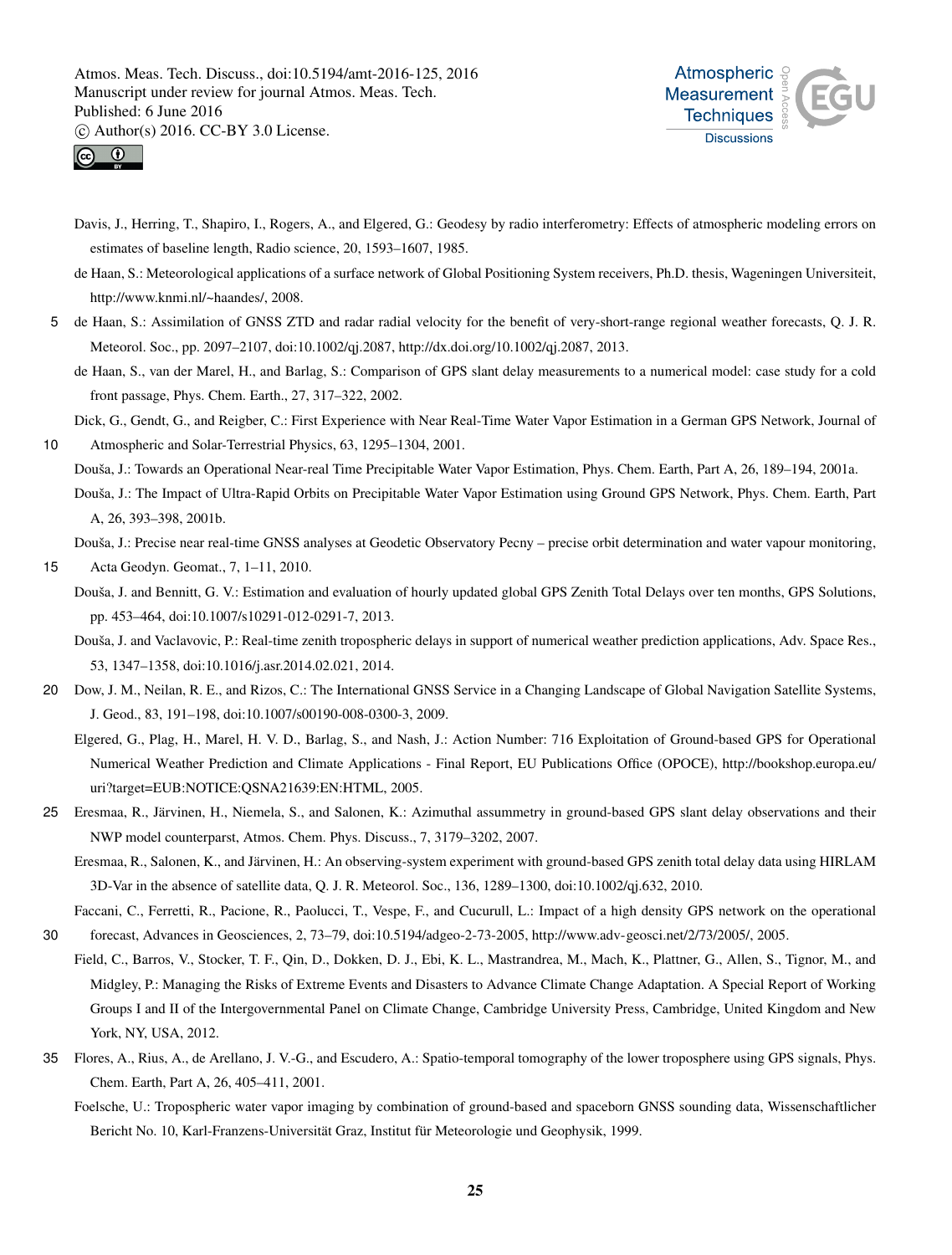Davis, J., Herring, T., Shapiro, I., Rogers, A., and Elgered, G.: Geodesy by radio interferometry: Effects of atmospheric modeling errors on estimates of baseline length, Radio science, 20, 1593–1607, 1985.

de Haan, S.: Meteorological applications of a surface network of Global Positioning System receivers, Ph.D. thesis, Wageningen Universiteit, http://www.knmi.nl/~haandes/, 2008.

de Haan, S.: Assimilation of GNSS ZTD and radar radial velocity for the benefit of very-short-range regional weather forecasts, Q. J. R. Meteorol. Soc., pp. 2097–2107, doi:10.1002/qj.2087, http://dx.doi.org/10.1002/qj.2087, 2013.

de Haan, S., van der Marel, H., and Barlag, S.: Comparison of GPS slant delay measurements to a numerical model: case study for a cold front passage, Phys. Chem. Earth., 27, 317–322, 2002.

Dick, G., Gendt, G., and Reigber, C.: First Experience with Near Real-Time Water Vapor Estimation in a German GPS Network, Journal of Atmospheric and Solar-Terrestrial Physics, 63, 1295–1304, 2001.

Douša, J.: Towards an Operational Near-real Time Precipitable Water Vapor Estimation, Phys. Chem. Earth, Part A, 26, 189–194, 2001a.

Douša, J.: The Impact of Ultra-Rapid Orbits on Precipitable Water Vapor Estimation using Ground GPS Network, Phys. Chem. Earth, Part A, 26, 393–398, 2001b.

Douša, J.: Precise near real-time GNSS analyses at Geodetic Observatory Pecny – precise orbit determination and water vapour monitoring, Acta Geodyn. Geomat., 7, 1–11, 2010.

Douša, J. and Bennitt, G. V.: Estimation and evaluation of hourly updated global GPS Zenith Total Delays over ten months, GPS Solutions, pp. 453–464, doi:10.1007/s10291-012-0291-7, 2013.

Douša, J. and Vaclavovic, P.: Real-time zenith tropospheric delays in support of numerical weather prediction applications, Adv. Space Res., 53, 1347–1358, doi:10.1016/j.asr.2014.02.021, 2014.

Dow, J. M., Neilan, R. E., and Rizos, C.: The International GNSS Service in a Changing Landscape of Global Navigation Satellite Systems, J. Geod., 83, 191–198, doi:10.1007/s00190-008-0300-3, 2009.

Elgered, G., Plag, H., Marel, H. V. D., Barlag, S., and Nash, J.: Action Number: 716 Exploitation of Ground-based GPS for Operational Numerical Weather Prediction and Climate Applications - Final Report, EU Publications Office (OPOCE), http://bookshop.europa.eu/uri?target=EUB:NOTICE:QSNA21639:EN:HTML, 2005.

Eresmaa, R., Järvinen, H., Niemela, S., and Salonen, K.: Azimuthal assummetry in ground-based GPS slant delay observations and their NWP model counterparst, Atmos. Chem. Phys. Discuss., 7, 3179–3202, 2007.

Eresmaa, R., Salonen, K., and Järvinen, H.: An observing-system experiment with ground-based GPS zenith total delay data using HIRLAM 3D-Var in the absence of satellite data, Q. J. R. Meteorol. Soc., 136, 1289–1300, doi:10.1002/qj.632, 2010.

Faccani, C., Ferretti, R., Pacione, R., Paolucci, T., Vespe, F., and Cucurull, L.: Impact of a high density GPS network on the operational forecast, Advances in Geosciences, 2, 73–79, doi:10.5194/adgeo-2-73-2005, http://www.adv-geosci.net/2/73/2005/, 2005.

Field, C., Barros, V., Stocker, T. F., Qin, D., Dokken, D. J., Ebi, K. L., Mastrandrea, M., Mach, K., Plattner, G., Allen, S., Tignor, M., and Midgley, P.: Managing the Risks of Extreme Events and Disasters to Advance Climate Change Adaptation. A Special Report of Working Groups I and II of the Intergovernmental Panel on Climate Change, Cambridge University Press, Cambridge, United Kingdom and New York, NY, USA, 2012.

Flores, A., Rius, A., de Arellano, J. V.-G., and Escudero, A.: Spatio-temporal tomography of the lower troposphere using GPS signals, Phys. Chem. Earth, Part A, 26, 405–411, 2001.

Foelsche, U.: Tropospheric water vapor imaging by combination of ground-based and spaceborn GNSS sounding data, Wissenschaftlicher Bericht No. 10, Karl-Franzens-Universität Graz, Institut für Meteorologie und Geophysik, 1999.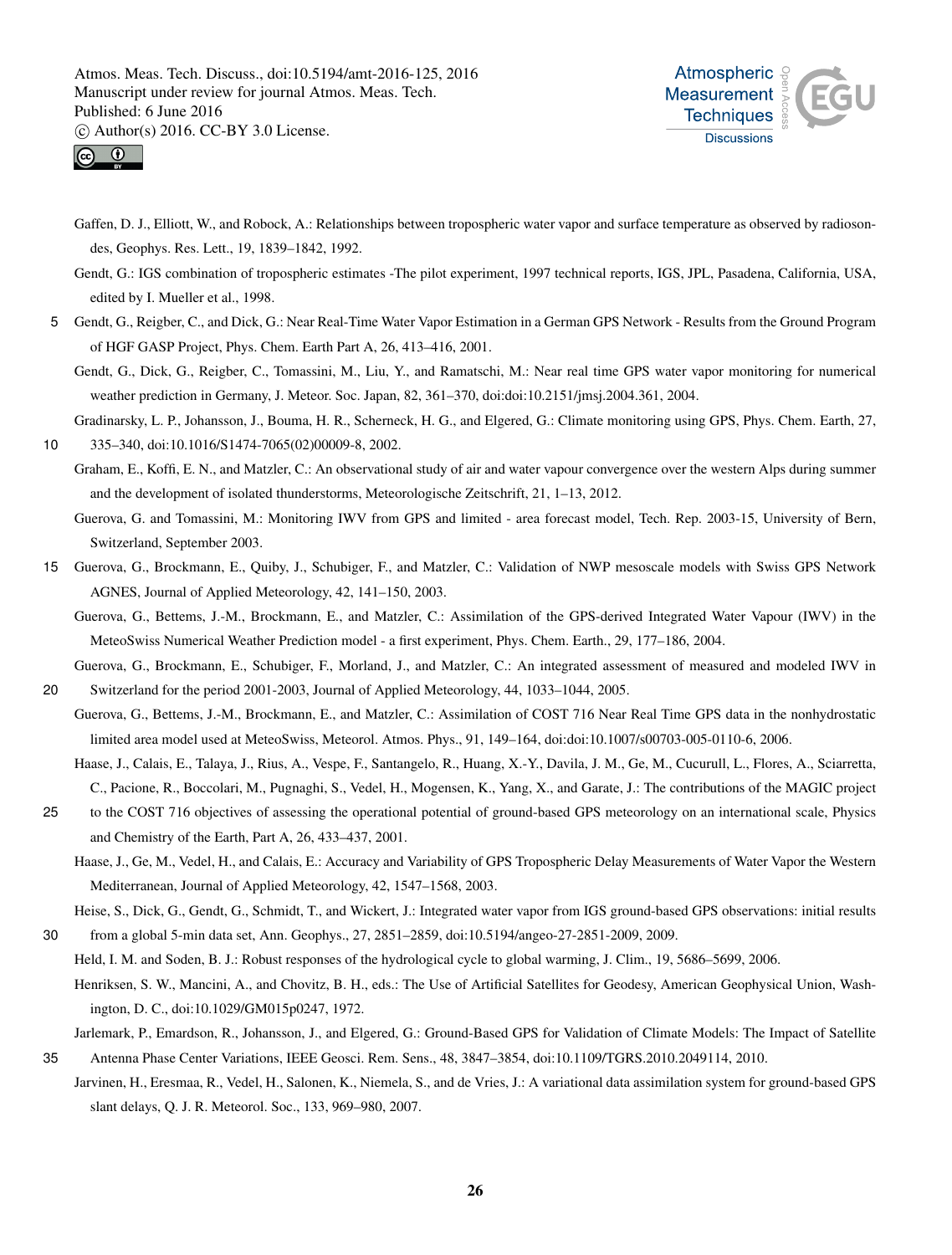Gaffen, D. J., Elliott, W., and Robock, A.: Relationships between tropospheric water vapor and surface temperature as observed by radiosondes, Geophys. Res. Lett., 19, 1839–1842, 1992.

Gendt, G.: IGS combination of tropospheric estimates -The pilot experiment, 1997 technical reports, IGS, JPL, Pasadena, California, USA, edited by I. Mueller et al., 1998.

Gendt, G., Reigber, C., and Dick, G.: Near Real-Time Water Vapor Estimation in a German GPS Network - Results from the Ground Program of HGF GASP Project, Phys. Chem. Earth Part A, 26, 413–416, 2001.

Gendt, G., Dick, G., Reigber, C., Tomassini, M., Liu, Y., and Ramatschi, M.: Near real time GPS water vapor monitoring for numerical weather prediction in Germany, J. Meteor. Soc. Japan, 82, 361–370, doi:doi:10.2151/jmsj.2004.361, 2004.

Gradinarsky, L. P., Johansson, J., Bouma, H. R., Scherneck, H. G., and Elgered, G.: Climate monitoring using GPS, Phys. Chem. Earth, 27, 335–340, doi:10.1016/S1474-7065(02)00009-8, 2002.

Graham, E., Koffi, E. N., and Matzler, C.: An observational study of air and water vapour convergence over the western Alps during summer and the development of isolated thunderstorms, Meteorologische Zeitschrift, 21, 1–13, 2012.

Guerova, G. and Tomassini, M.: Monitoring IWV from GPS and limited - area forecast model, Tech. Rep. 2003-15, University of Bern, Switzerland, September 2003.

Guerova, G., Brockmann, E., Quiby, J., Schubiger, F., and Matzler, C.: Validation of NWP mesoscale models with Swiss GPS Network AGNES, Journal of Applied Meteorology, 42, 141–150, 2003.

Guerova, G., Bettems, J.-M., Brockmann, E., and Matzler, C.: Assimilation of the GPS-derived Integrated Water Vapour (IWV) in the MeteoSwiss Numerical Weather Prediction model - a first experiment, Phys. Chem. Earth., 29, 177–186, 2004.

Guerova, G., Brockmann, E., Schubiger, F., Morland, J., and Matzler, C.: An integrated assessment of measured and modeled IWV in Switzerland for the period 2001-2003, Journal of Applied Meteorology, 44, 1033–1044, 2005.

Guerova, G., Bettems, J.-M., Brockmann, E., and Matzler, C.: Assimilation of COST 716 Near Real Time GPS data in the nonhydrostatic limited area model used at MeteoSwiss, Meteorol. Atmos. Phys., 91, 149–164, doi:doi:10.1007/s00703-005-0110-6, 2006.

Haase, J., Calais, E., Talaya, J., Rius, A., Vespe, F., Santangelo, R., Huang, X.-Y., Davila, J. M., Ge, M., Cucurull, L., Flores, A., Sciarretta, C., Pacione, R., Boccolari, M., Pugnaghi, S., Vedel, H., Mogensen, K., Yang, X., and Garate, J.: The contributions of the MAGIC project to the COST 716 objectives of assessing the operational potential of ground-based GPS meteorology on an international scale, Physics and Chemistry of the Earth, Part A, 26, 433–437, 2001.

Haase, J., Ge, M., Vedel, H., and Calais, E.: Accuracy and Variability of GPS Tropospheric Delay Measurements of Water Vapor the Western Mediterranean, Journal of Applied Meteorology, 42, 1547–1568, 2003.

Heise, S., Dick, G., Gendt, G., Schmidt, T., and Wickert, J.: Integrated water vapor from IGS ground-based GPS observations: initial results from a global 5-min data set, Ann. Geophys., 27, 2851–2859, doi:10.5194/angeo-27-2851-2009, 2009.

Held, I. M. and Soden, B. J.: Robust responses of the hydrological cycle to global warming, J. Clim., 19, 5686–5699, 2006.

Henriksen, S. W., Mancini, A., and Chovitz, B. H., eds.: The Use of Artificial Satellites for Geodesy, American Geophysical Union, Washington, D. C., doi:10.1029/GM015p0247, 1972.

Jarlemark, P., Emardson, R., Johansson, J., and Elgered, G.: Ground-Based GPS for Validation of Climate Models: The Impact of Satellite Antenna Phase Center Variations, IEEE Geosci. Rem. Sens., 48, 3847–3854, doi:10.1109/TGRS.2010.2049114, 2010.

Jarvinen, H., Eresmaa, R., Vedel, H., Salonen, K., Niemela, S., and de Vries, J.: A variational data assimilation system for ground-based GPS slant delays, Q. J. R. Meteorol. Soc., 133, 969–980, 2007.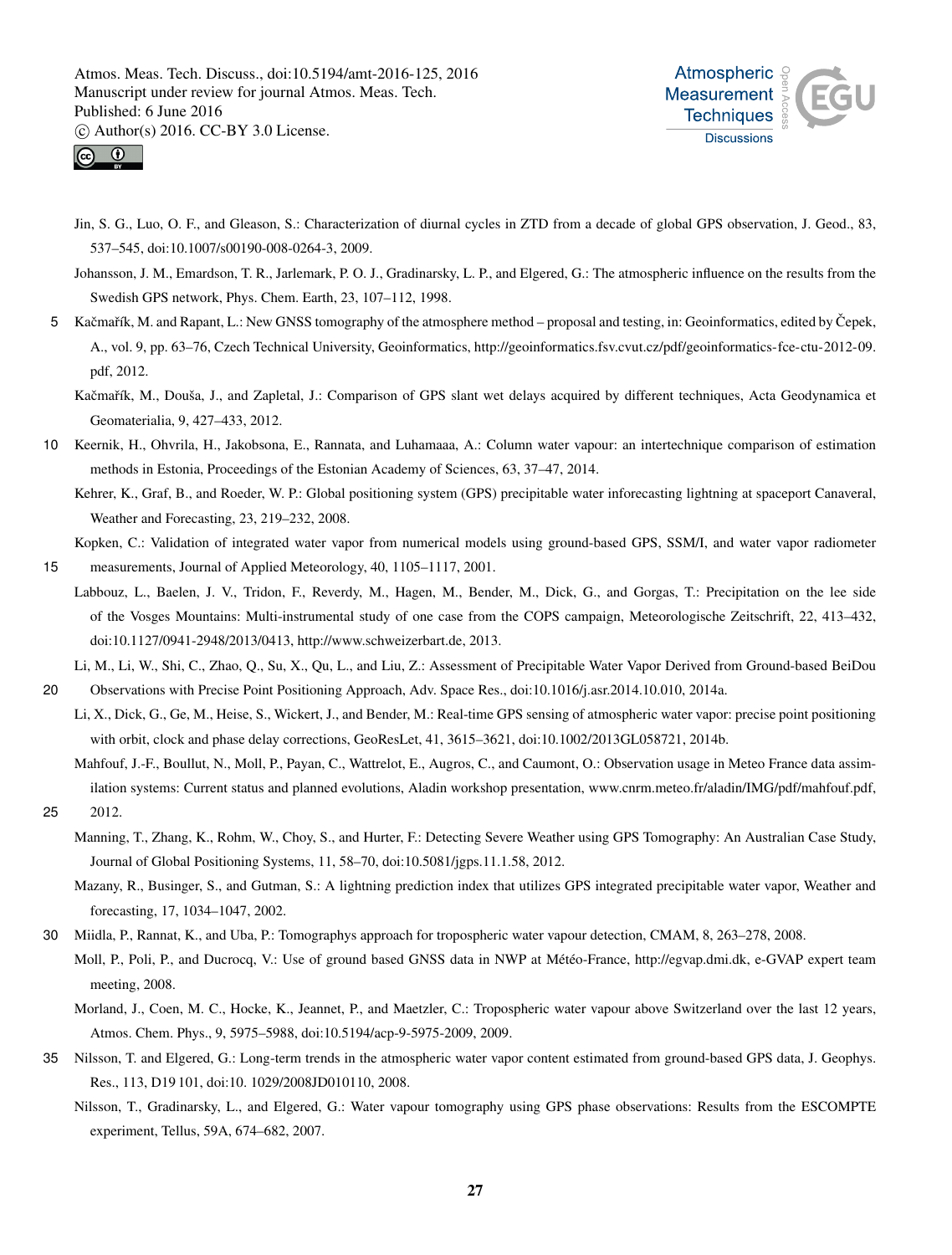Jin, S. G., Luo, O. F., and Gleason, S.: Characterization of diurnal cycles in ZTD from a decade of global GPS observation, J. Geod., 83, 537–545, doi:10.1007/s00190-008-0264-3, 2009.

Johansson, J. M., Emardson, T. R., Jarlemark, P. O. J., Gradinarsky, L. P., and Elgered, G.: The atmospheric influence on the results from the Swedish GPS network, Phys. Chem. Earth, 23, 107–112, 1998.

Kačmařík, M. and Rapant, L.: New GNSS tomography of the atmosphere method – proposal and testing, in: Geoinformatics, edited by Čepek, A., vol. 9, pp. 63–76, Czech Technical University, Geoinformatics, http://geoinformatics.fsv.cvut.cz/pdf/geoinformatics-fce-ctu-2012-09.pdf, 2012.

Kačmařík, M., Douša, J., and Zapletal, J.: Comparison of GPS slant wet delays acquired by different techniques, Acta Geodynamica et Geomaterialia, 9, 427–433, 2012.

Keernik, H., Ohvrila, H., Jakobsona, E., Rannata, and Luhamaaa, A.: Column water vapour: an intertechnique comparison of estimation methods in Estonia, Proceedings of the Estonian Academy of Sciences, 63, 37–47, 2014.

Kehrer, K., Graf, B., and Roeder, W. P.: Global positioning system (GPS) precipitable water inforecasting lightning at spaceport Canaveral, Weather and Forecasting, 23, 219–232, 2008.

Kopken, C.: Validation of integrated water vapor from numerical models using ground-based GPS, SSM/I, and water vapor radiometer measurements, Journal of Applied Meteorology, 40, 1105–1117, 2001.

Labbouz, L., Baelen, J. V., Tridon, F., Reverdy, M., Hagen, M., Bender, M., Dick, G., and Gorgas, T.: Precipitation on the lee side of the Vosges Mountains: Multi-instrumental study of one case from the COPS campaign, Meteorologische Zeitschrift, 22, 413–432, doi:10.1127/0941-2948/2013/0413, http://www.schweizerbart.de, 2013.

Li, M., Li, W., Shi, C., Zhao, Q., Su, X., Qu, L., and Liu, Z.: Assessment of Precipitable Water Vapor Derived from Ground-based BeiDou Observations with Precise Point Positioning Approach, Adv. Space Res., doi:10.1016/j.asr.2014.10.010, 2014a.

Li, X., Dick, G., Ge, M., Heise, S., Wickert, J., and Bender, M.: Real-time GPS sensing of atmospheric water vapor: precise point positioning with orbit, clock and phase delay corrections, GeoResLet, 41, 3615–3621, doi:10.1002/2013GL058721, 2014b.

Mahfouf, J.-F., Boullut, N., Moll, P., Payan, C., Wattrelot, E., Augros, C., and Caumont, O.: Observation usage in Meteo France data assimilation systems: Current status and planned evolutions, Aladin workshop presentation, www.cnrm.meteo.fr/aladin/IMG/pdf/mahfouf.pdf, 2012.

Manning, T., Zhang, K., Rohm, W., Choy, S., and Hurter, F.: Detecting Severe Weather using GPS Tomography: An Australian Case Study, Journal of Global Positioning Systems, 11, 58–70, doi:10.5081/jgps.11.1.58, 2012.

Mazany, R., Businger, S., and Gutman, S.: A lightning prediction index that utilizes GPS integrated precipitable water vapor, Weather and forecasting, 17, 1034–1047, 2002.

Miidla, P., Rannat, K., and Uba, P.: Tomographys approach for tropospheric water vapour detection, CMAM, 8, 263–278, 2008.

Moll, P., Poli, P., and Ducrocq, V.: Use of ground based GNSS data in NWP at Météo-France, http://egvap.dmi.dk, e-GVAP expert team meeting, 2008.

Morland, J., Coen, M. C., Hocke, K., Jeannet, P., and Maetzler, C.: Tropospheric water vapour above Switzerland over the last 12 years, Atmos. Chem. Phys., 9, 5975–5988, doi:10.5194/acp-9-5975-2009, 2009.

Nilsson, T. and Elgered, G.: Long-term trends in the atmospheric water vapor content estimated from ground-based GPS data, J. Geophys. Res., 113, D19 101, doi:10. 1029/2008JD010110, 2008.

Nilsson, T., Gradinarsky, L., and Elgered, G.: Water vapour tomography using GPS phase observations: Results from the ESCOMPTE experiment, Tellus, 59A, 674–682, 2007.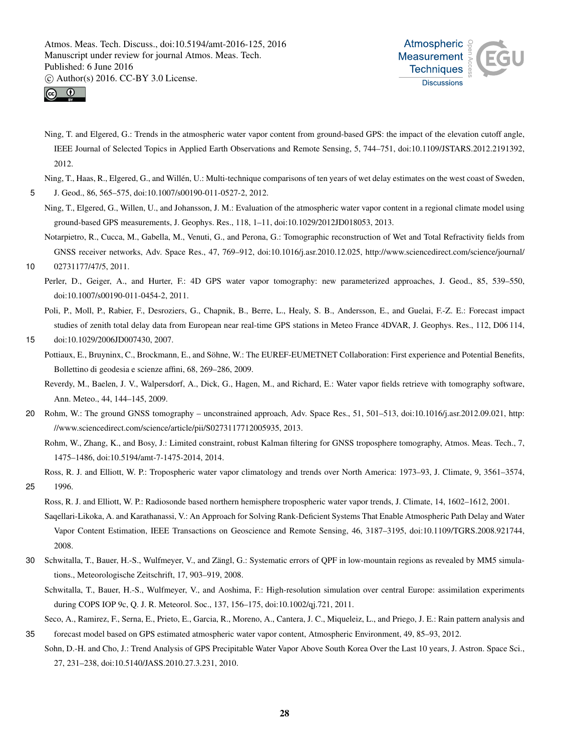Ning, T. and Elgered, G.: Trends in the atmospheric water vapor content from ground-based GPS: the impact of the elevation cutoff angle, IEEE Journal of Selected Topics in Applied Earth Observations and Remote Sensing, 5, 744–751, doi:10.1109/JSTARS.2012.2191392, 2012.

Ning, T., Haas, R., Elgered, G., and Willén, U.: Multi-technique comparisons of ten years of wet delay estimates on the west coast of Sweden, J. Geod., 86, 565–575, doi:10.1007/s00190-011-0527-2, 2012.

Ning, T., Elgered, G., Willen, U., and Johansson, J. M.: Evaluation of the atmospheric water vapor content in a regional climate model using ground-based GPS measurements, J. Geophys. Res., 118, 1–11, doi:10.1029/2012JD018053, 2013.

Notarpietro, R., Cucca, M., Gabella, M., Venuti, G., and Perona, G.: Tomographic reconstruction of Wet and Total Refractivity fields from GNSS receiver networks, Adv. Space Res., 47, 769–912, doi:10.1016/j.asr.2010.12.025, http://www.sciencedirect.com/science/journal/02731177/47/5, 2011.

Perler, D., Geiger, A., and Hurter, F.: 4D GPS water vapor tomography: new parameterized approaches, J. Geod., 85, 539–550, doi:10.1007/s00190-011-0454-2, 2011.

Poli, P., Moll, P., Rabier, F., Desroziers, G., Chapnik, B., Berre, L., Healy, S. B., Andersson, E., and Guelai, F.-Z. E.: Forecast impact studies of zenith total delay data from European near real-time GPS stations in Meteo France 4DVAR, J. Geophys. Res., 112, D06 114, doi:10.1029/2006JD007430, 2007.

Pottiaux, E., Bruyninx, C., Brockmann, E., and Söhne, W.: The EUREF-EUMETNET Collaboration: First experience and Potential Benefits, Bollettino di geodesia e scienze affini, 68, 269–286, 2009.

Reverdy, M., Baelen, J. V., Walpersdorf, A., Dick, G., Hagen, M., and Richard, E.: Water vapor fields retrieve with tomography software, Ann. Meteo., 44, 144–145, 2009.

Rohm, W.: The ground GNSS tomography – unconstrained approach, Adv. Space Res., 51, 501–513, doi:10.1016/j.asr.2012.09.021, http://www.sciencedirect.com/science/article/pii/S0273117712005935, 2013.

Rohm, W., Zhang, K., and Bosy, J.: Limited constraint, robust Kalman filtering for GNSS troposphere tomography, Atmos. Meas. Tech., 7, 1475–1486, doi:10.5194/amt-7-1475-2014, 2014.

Ross, R. J. and Elliott, W. P.: Tropospheric water vapor climatology and trends over North America: 1973–93, J. Climate, 9, 3561–3574, 1996.

Ross, R. J. and Elliott, W. P.: Radiosonde based northern hemisphere tropospheric water vapor trends, J. Climate, 14, 1602–1612, 2001.

Saqellari-Likoka, A. and Karathanassi, V.: An Approach for Solving Rank-Deficient Systems That Enable Atmospheric Path Delay and Water Vapor Content Estimation, IEEE Transactions on Geoscience and Remote Sensing, 46, 3187–3195, doi:10.1109/TGRS.2008.921744, 2008.

Schwitalla, T., Bauer, H.-S., Wulfmeyer, V., and Zängl, G.: Systematic errors of QPF in low-mountain regions as revealed by MM5 simulations., Meteorologische Zeitschrift, 17, 903–919, 2008.

Schwitalla, T., Bauer, H.-S., Wulfmeyer, V., and Aoshima, F.: High-resolution simulation over central Europe: assimilation experiments during COPS IOP 9c, Q. J. R. Meteorol. Soc., 137, 156–175, doi:10.1002/qj.721, 2011.

Seco, A., Ramirez, F., Serna, E., Prieto, E., Garcia, R., Moreno, A., Cantera, J. C., Miqueleiz, L., and Priego, J. E.: Rain pattern analysis and forecast model based on GPS estimated atmospheric water vapor content, Atmospheric Environment, 49, 85–93, 2012.

Sohn, D.-H. and Cho, J.: Trend Analysis of GPS Precipitable Water Vapor Above South Korea Over the Last 10 years, J. Astron. Space Sci., 27, 231–238, doi:10.5140/JASS.2010.27.3.231, 2010.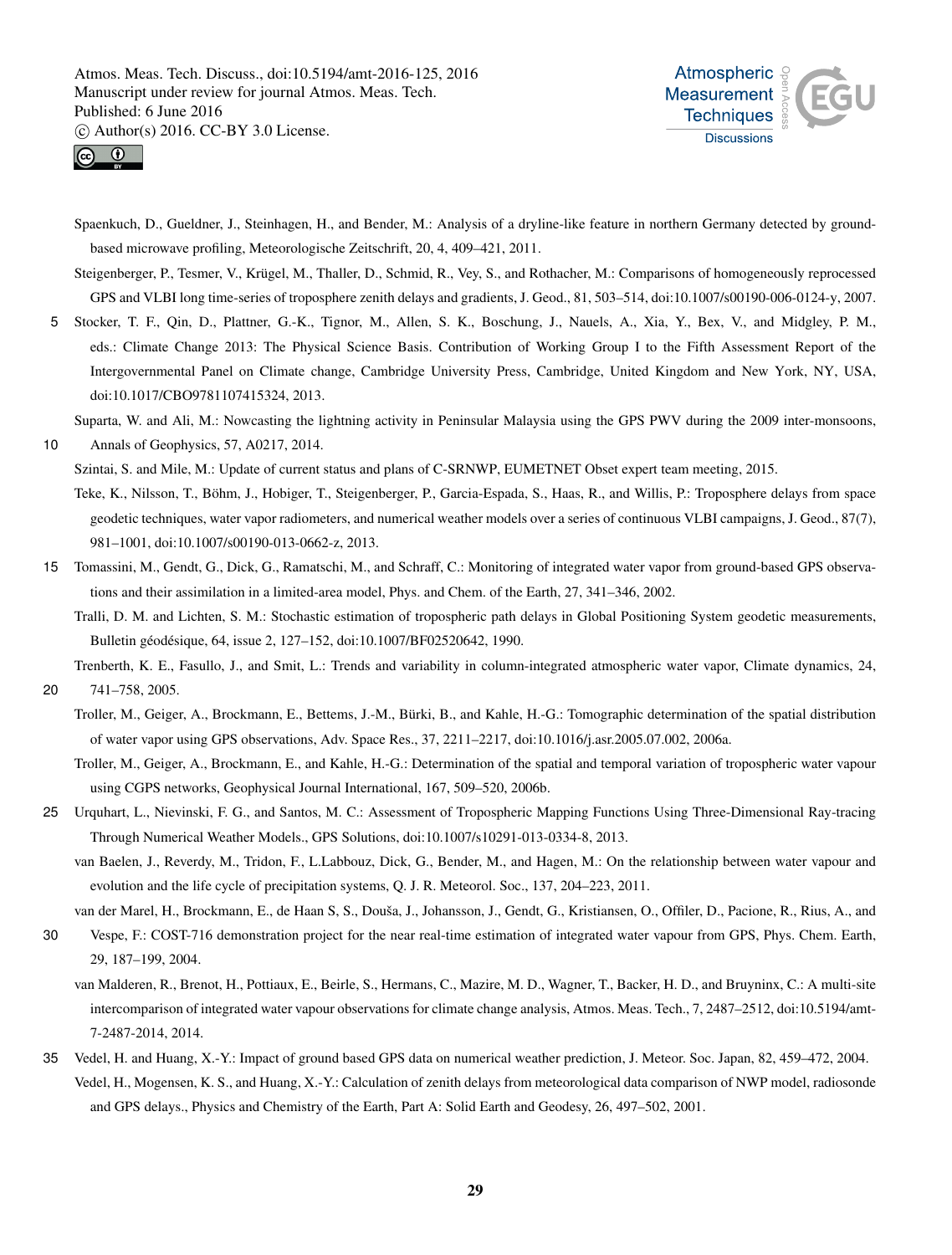Spaenkuch, D., Gueldner, J., Steinhagen, H., and Bender, M.: Analysis of a dryline-like feature in northern Germany detected by ground-based microwave profiling, Meteorologische Zeitschrift, 20, 4, 409–421, 2011.

Steigenberger, P., Tesmer, V., Krügel, M., Thaller, D., Schmid, R., Vey, S., and Rothacher, M.: Comparisons of homogeneously reprocessed GPS and VLBI long time-series of troposphere zenith delays and gradients, J. Geod., 81, 503–514, doi:10.1007/s00190-006-0124-y, 2007.

Stocker, T. F., Qin, D., Plattner, G.-K., Tignor, M., Allen, S. K., Boschung, J., Nauels, A., Xia, Y., Bex, V., and Midgley, P. M., eds.: Climate Change 2013: The Physical Science Basis. Contribution of Working Group I to the Fifth Assessment Report of the Intergovernmental Panel on Climate change, Cambridge University Press, Cambridge, United Kingdom and New York, NY, USA, doi:10.1017/CBO9781107415324, 2013.

Suparta, W. and Ali, M.: Nowcasting the lightning activity in Peninsular Malaysia using the GPS PWV during the 2009 inter-monsoons, Annals of Geophysics, 57, A0217, 2014.

Szintai, S. and Mile, M.: Update of current status and plans of C-SRNWP, EUMETNET Obset expert team meeting, 2015.

Teke, K., Nilsson, T., Böhm, J., Hobiger, T., Steigenberger, P., Garcia-Espada, S., Haas, R., and Willis, P.: Troposphere delays from space geodetic techniques, water vapor radiometers, and numerical weather models over a series of continuous VLBI campaigns, J. Geod., 87(7), 981–1001, doi:10.1007/s00190-013-0662-z, 2013.

Tomassini, M., Gendt, G., Dick, G., Ramatschi, M., and Schraff, C.: Monitoring of integrated water vapor from ground-based GPS observations and their assimilation in a limited-area model, Phys. and Chem. of the Earth, 27, 341–346, 2002.

Tralli, D. M. and Lichten, S. M.: Stochastic estimation of tropospheric path delays in Global Positioning System geodetic measurements, Bulletin géodésique, 64, issue 2, 127–152, doi:10.1007/BF02520642, 1990.

Trenberth, K. E., Fasullo, J., and Smit, L.: Trends and variability in column-integrated atmospheric water vapor, Climate dynamics, 24, 741–758, 2005.

Troller, M., Geiger, A., Brockmann, E., Bettems, J.-M., Bürki, B., and Kahle, H.-G.: Tomographic determination of the spatial distribution of water vapor using GPS observations, Adv. Space Res., 37, 2211–2217, doi:10.1016/j.asr.2005.07.002, 2006a.

Troller, M., Geiger, A., Brockmann, E., and Kahle, H.-G.: Determination of the spatial and temporal variation of tropospheric water vapour using CGPS networks, Geophysical Journal International, 167, 509–520, 2006b.

Urquhart, L., Nievinski, F. G., and Santos, M. C.: Assessment of Tropospheric Mapping Functions Using Three-Dimensional Ray-tracing Through Numerical Weather Models., GPS Solutions, doi:10.1007/s10291-013-0334-8, 2013.

van Baelen, J., Reverdy, M., Tridon, F., L.Labbouz, Dick, G., Bender, M., and Hagen, M.: On the relationship between water vapour and evolution and the life cycle of precipitation systems, Q. J. R. Meteorol. Soc., 137, 204–223, 2011.

van der Marel, H., Brockmann, E., de Haan S, S., Douša, J., Johansson, J., Gendt, G., Kristiansen, O., Offiler, D., Pacione, R., Rius, A., and Vespe, F.: COST-716 demonstration project for the near real-time estimation of integrated water vapour from GPS, Phys. Chem. Earth, 29, 187–199, 2004.

van Malderen, R., Brenot, H., Pottiaux, E., Beirle, S., Hermans, C., Mazire, M. D., Wagner, T., Backer, H. D., and Bruyninx, C.: A multi-site intercomparison of integrated water vapour observations for climate change analysis, Atmos. Meas. Tech., 7, 2487–2512, doi:10.5194/amt-7-2487-2014, 2014.

Vedel, H. and Huang, X.-Y.: Impact of ground based GPS data on numerical weather prediction, J. Meteor. Soc. Japan, 82, 459–472, 2004.

Vedel, H., Mogensen, K. S., and Huang, X.-Y.: Calculation of zenith delays from meteorological data comparison of NWP model, radiosonde and GPS delays., Physics and Chemistry of the Earth, Part A: Solid Earth and Geodesy, 26, 497–502, 2001.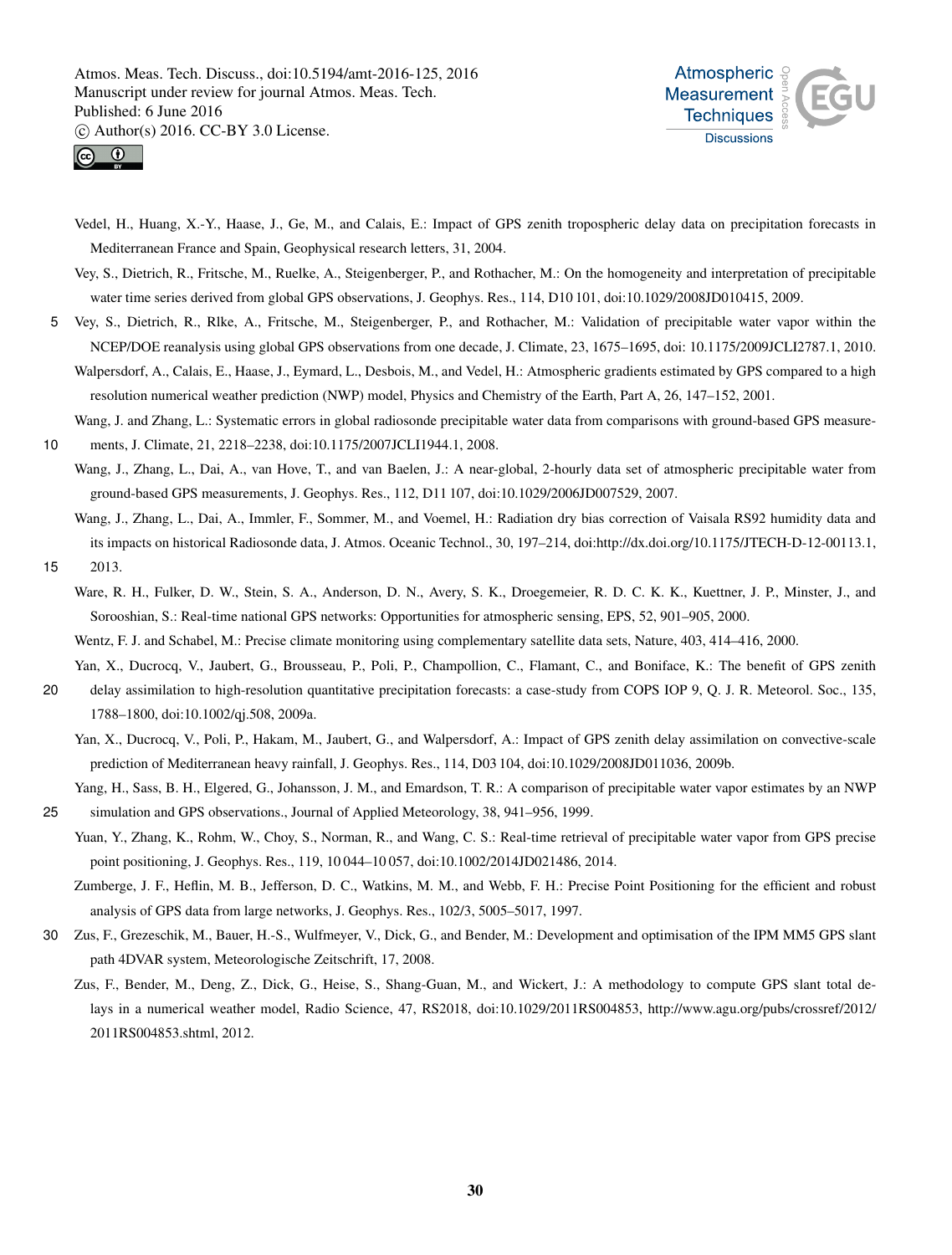Vedel, H., Huang, X.-Y., Haase, J., Ge, M., and Calais, E.: Impact of GPS zenith tropospheric delay data on precipitation forecasts in Mediterranean France and Spain, Geophysical research letters, 31, 2004.

Vey, S., Dietrich, R., Fritsche, M., Ruelke, A., Steigenberger, P., and Rothacher, M.: On the homogeneity and interpretation of precipitable water time series derived from global GPS observations, J. Geophys. Res., 114, D10 101, doi:10.1029/2008JD010415, 2009.

Vey, S., Dietrich, R., Rlke, A., Fritsche, M., Steigenberger, P., and Rothacher, M.: Validation of precipitable water vapor within the NCEP/DOE reanalysis using global GPS observations from one decade, J. Climate, 23, 1675–1695, doi: 10.1175/2009JCLI2787.1, 2010.

Walpersdorf, A., Calais, E., Haase, J., Eymard, L., Desbois, M., and Vedel, H.: Atmospheric gradients estimated by GPS compared to a high resolution numerical weather prediction (NWP) model, Physics and Chemistry of the Earth, Part A, 26, 147–152, 2001.

Wang, J. and Zhang, L.: Systematic errors in global radiosonde precipitable water data from comparisons with ground-based GPS measurements, J. Climate, 21, 2218–2238, doi:10.1175/2007JCLI1944.1, 2008.

Wang, J., Zhang, L., Dai, A., van Hove, T., and van Baelen, J.: A near-global, 2-hourly data set of atmospheric precipitable water from ground-based GPS measurements, J. Geophys. Res., 112, D11 107, doi:10.1029/2006JD007529, 2007.

Wang, J., Zhang, L., Dai, A., Immler, F., Sommer, M., and Voemel, H.: Radiation dry bias correction of Vaisala RS92 humidity data and its impacts on historical Radiosonde data, J. Atmos. Oceanic Technol., 30, 197–214, doi:http://dx.doi.org/10.1175/JTECH-D-12-00113.1, 2013.

Ware, R. H., Fulker, D. W., Stein, S. A., Anderson, D. N., Avery, S. K., Droegemeier, R. D. C. K. K., Kuettner, J. P., Minster, J., and Sorooshian, S.: Real-time national GPS networks: Opportunities for atmospheric sensing, EPS, 52, 901–905, 2000.

Wentz, F. J. and Schabel, M.: Precise climate monitoring using complementary satellite data sets, Nature, 403, 414–416, 2000.

Yan, X., Ducrocq, V., Jaubert, G., Brousseau, P., Poli, P., Champollion, C., Flamant, C., and Boniface, K.: The benefit of GPS zenith delay assimilation to high-resolution quantitative precipitation forecasts: a case-study from COPS IOP 9, Q. J. R. Meteorol. Soc., 135, 1788–1800, doi:10.1002/qj.508, 2009a.

Yan, X., Ducrocq, V., Poli, P., Hakam, M., Jaubert, G., and Walpersdorf, A.: Impact of GPS zenith delay assimilation on convective-scale prediction of Mediterranean heavy rainfall, J. Geophys. Res., 114, D03 104, doi:10.1029/2008JD011036, 2009b.

Yang, H., Sass, B. H., Elgered, G., Johansson, J. M., and Emardson, T. R.: A comparison of precipitable water vapor estimates by an NWP simulation and GPS observations., Journal of Applied Meteorology, 38, 941–956, 1999.

Yuan, Y., Zhang, K., Rohm, W., Choy, S., Norman, R., and Wang, C. S.: Real-time retrieval of precipitable water vapor from GPS precise point positioning, J. Geophys. Res., 119, 10 044–10 057, doi:10.1002/2014JD021486, 2014.

Zumberge, J. F., Heflin, M. B., Jefferson, D. C., Watkins, M. M., and Webb, F. H.: Precise Point Positioning for the efficient and robust analysis of GPS data from large networks, J. Geophys. Res., 102/3, 5005–5017, 1997.

Zus, F., Grezeschik, M., Bauer, H.-S., Wulfmeyer, V., Dick, G., and Bender, M.: Development and optimisation of the IPM MM5 GPS slant path 4DVAR system, Meteorologische Zeitschrift, 17, 2008.

Zus, F., Bender, M., Deng, Z., Dick, G., Heise, S., Shang-Guan, M., and Wickert, J.: A methodology to compute GPS slant total delays in a numerical weather model, Radio Science, 47, RS2018, doi:10.1029/2011RS004853, http://www.agu.org/pubs/crossref/2012/2011RS004853.shtml, 2012.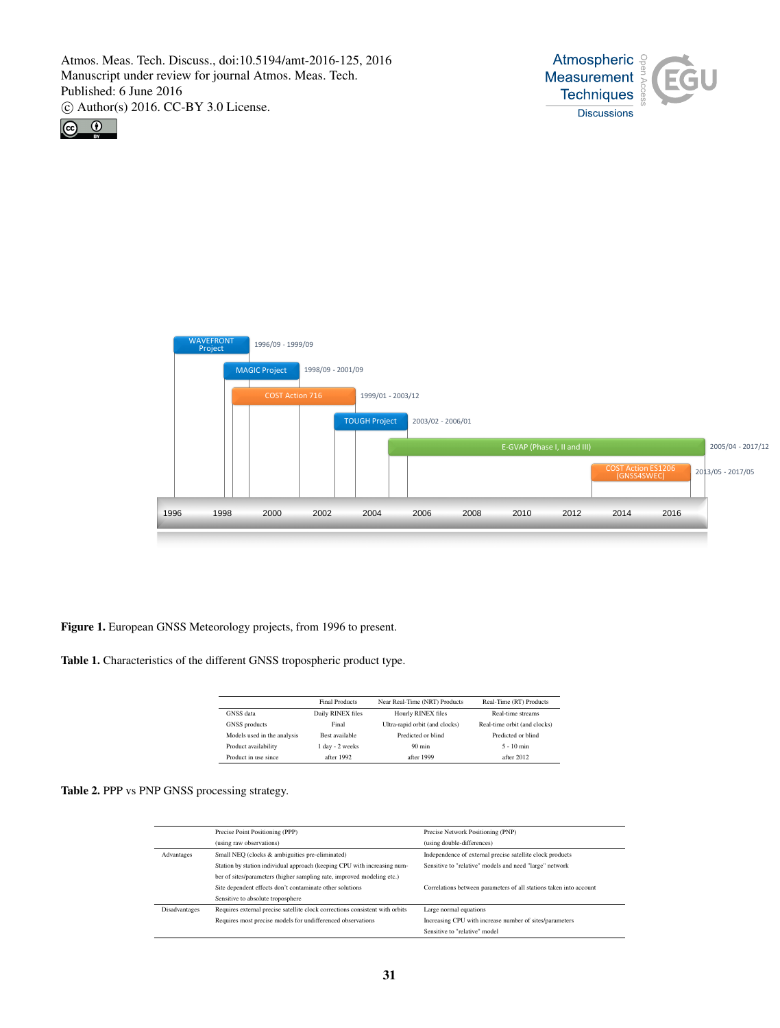**Figure 1.** European GNSS Meteorology projects, from 1996 to present.

**Table 1.** Characteristics of the different GNSS tropospheric product type.

| | Final Products | Near Real-Time (NRT) Products | Real-Time (RT) Products |
|---|---|---|---|
| GNSS data | Daily RINEX files | Hourly RINEX files | Real-time streams |
| GNSS products | Final | Ultra-rapid orbit (and clocks) | Real-time orbit (and clocks) |
| Models used in the analysis | Best available | Predicted or blind | Predicted or blind |
| Product availability | 1 day - 2 weeks | 90 min | 5 - 10 min |
| Product in use since | after 1992 | after 1999 | after 2012 |

**Table 2.** PPP vs PNP GNSS processing strategy.

| | Precise Point Positioning (PPP) (using raw observations) | Precise Network Positioning (PNP) (using double-differences) |
|---|---|---|
| Advantages | Small NEQ (clocks & ambiguities pre-eliminated) | Independence of external precise satellite clock products |
| | Station by station individual approach (keeping CPU with increasing number of sites/parameters (higher sampling rate, improved modeling etc.) | Sensitive to "relative" models and need "large" network |
| | Site dependent effects don't contaminate other solutions | Correlations between parameters of all stations taken into account |
| | Sensitive to absolute troposphere | |
| Disadvantages | Requires external precise satellite clock corrections consistent with orbits | Large normal equations |
| | Requires most precise models for undifferenced observations | Increasing CPU with increase number of sites/parameters |
| | | Sensitive to "relative" model |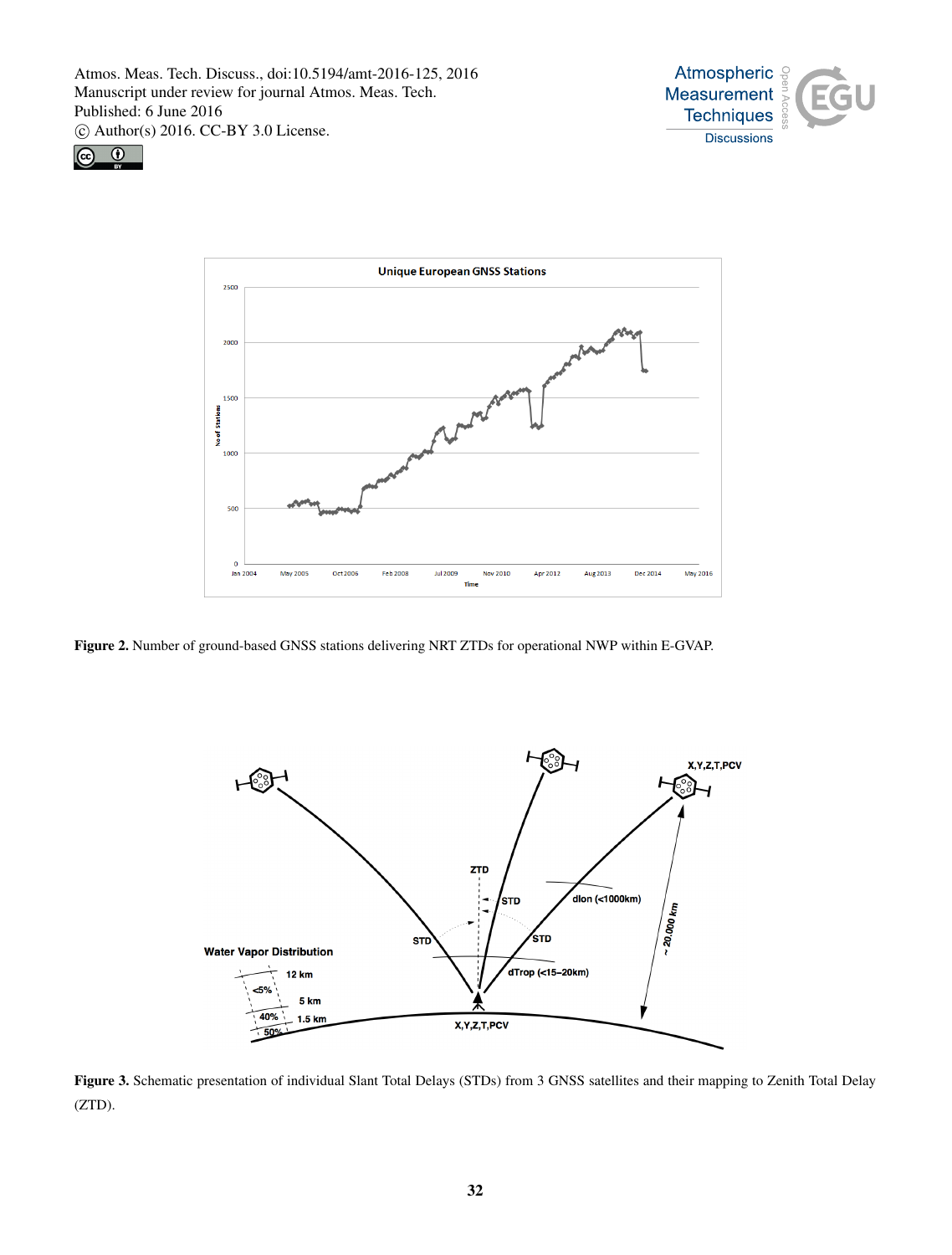**Figure 2.** Number of ground-based GNSS stations delivering NRT ZTDs for operational NWP within E-GVAP.

**Figure 3.** Schematic presentation of individual Slant Total Delays (STDs) from 3 GNSS satellites and their mapping to Zenith Total Delay (ZTD).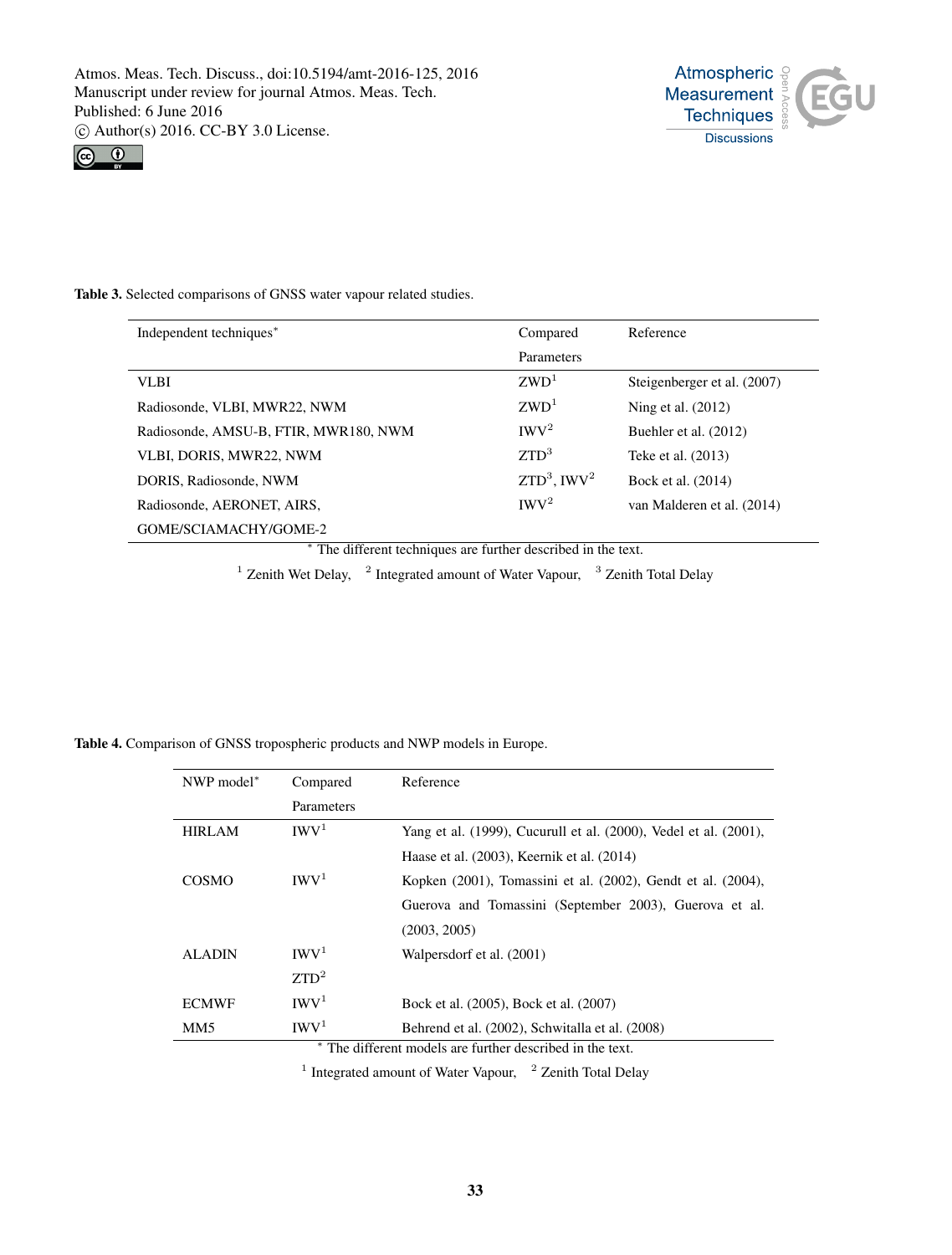**Table 3.** Selected comparisons of GNSS water vapour related studies.

| Independent techniques* | Compared Parameters | Reference |
|---|---|---|
| VLBI | ZWD[1] | Steigenberger et al. (2007) |
| Radiosonde, VLBI, MWR22, NWM | ZWD[1] | Ning et al. (2012) |
| Radiosonde, AMSU-B, FTIR, MWR180, NWM | IWV[2] | Buehler et al. (2012) |
| VLBI, DORIS, MWR22, NWM | ZTD[3] | Teke et al. (2013) |
| DORIS, Radiosonde, NWM | ZTD[3], IWV[2] | Bock et al. (2014) |
| Radiosonde, AERONET, AIRS, GOME/SCIAMACHY/GOME-2 | IWV[2] | van Malderen et al. (2014) |

* The different techniques are further described in the text.

[1] Zenith Wet Delay, [2] Integrated amount of Water Vapour, [3] Zenith Total Delay

**Table 4.** Comparison of GNSS tropospheric products and NWP models in Europe.

| NWP model* | Compared Parameters | Reference |
|---|---|---|
| HIRLAM | IWV[1] | Yang et al. (1999), Cucurull et al. (2000), Vedel et al. (2001), Haase et al. (2003), Keernik et al. (2014) |
| COSMO | IWV[1] | Kopken (2001), Tomassini et al. (2002), Gendt et al. (2004), Guerova and Tomassini (September 2003), Guerova et al. (2003, 2005) |
| ALADIN | IWV[1]<br>ZTD[2] | Walpersdorf et al. (2001) |
| ECMWF | IWV[1] | Bock et al. (2005), Bock et al. (2007) |
| MM5 | IWV[1] | Behrend et al. (2002), Schwitalla et al. (2008) |

* The different models are further described in the text.

[1] Integrated amount of Water Vapour, [2] Zenith Total Delay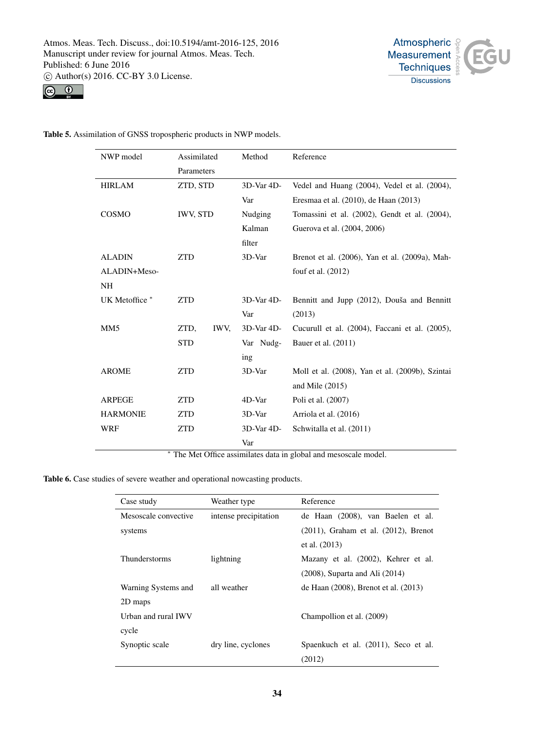**Table 5.** Assimilation of GNSS tropospheric products in NWP models.

| NWP model | Assimilated Parameters | Method | Reference |
|---|---|---|---|
| HIRLAM | ZTD, STD | 3D-Var 4D-Var | Vedel and Huang (2004), Vedel et al. (2004), Eresmaa et al. (2010), de Haan (2013) |
| COSMO | IWV, STD | Nudging Kalman filter | Tomassini et al. (2002), Gendt et al. (2004), Guerova et al. (2004, 2006) |
| ALADIN ALADIN+Meso-NH | ZTD | 3D-Var | Brenot et al. (2006), Yan et al. (2009a), Mahfouf et al. (2012) |
| UK Metoffice * | ZTD | 3D-Var 4D-Var | Bennitt and Jupp (2012), Douša and Bennitt (2013) |
| MM5 | ZTD, IWV, STD | 3D-Var 4D-Var Nudging | Cucurull et al. (2004), Faccani et al. (2005), Bauer et al. (2011) |
| AROME | ZTD | 3D-Var | Moll et al. (2008), Yan et al. (2009b), Szintai and Mile (2015) |
| ARPEGE | ZTD | 4D-Var | Poli et al. (2007) |
| HARMONIE | ZTD | 3D-Var | Arriola et al. (2016) |
| WRF | ZTD | 3D-Var 4D-Var | Schwitalla et al. (2011) |

* The Met Office assimilates data in global and mesoscale model.

**Table 6.** Case studies of severe weather and operational nowcasting products.

| Case study | Weather type | Reference |
|---|---|---|
| Mesoscale convective systems | intense precipitation | de Haan (2008), van Baelen et al. (2011), Graham et al. (2012), Brenot et al. (2013) |
| Thunderstorms | lightning | Mazany et al. (2002), Kehrer et al. (2008), Suparta and Ali (2014) |
| Warning Systems and 2D maps | all weather | de Haan (2008), Brenot et al. (2013) |
| Urban and rural IWV cycle | | Champollion et al. (2009) |
| Synoptic scale | dry line, cyclones | Spaenkuch et al. (2011), Seco et al. (2012) |